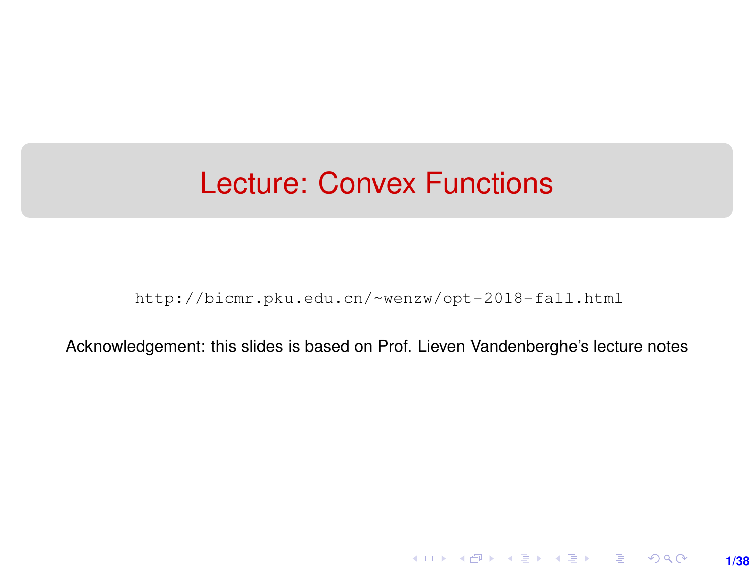# Lecture: Convex Functions

`http://bicmr.pku.edu.cn/~wenzw/opt-2018-fall.html`

Acknowledgement: this slides is based on Prof. Lieven Vandenberghe's lecture notes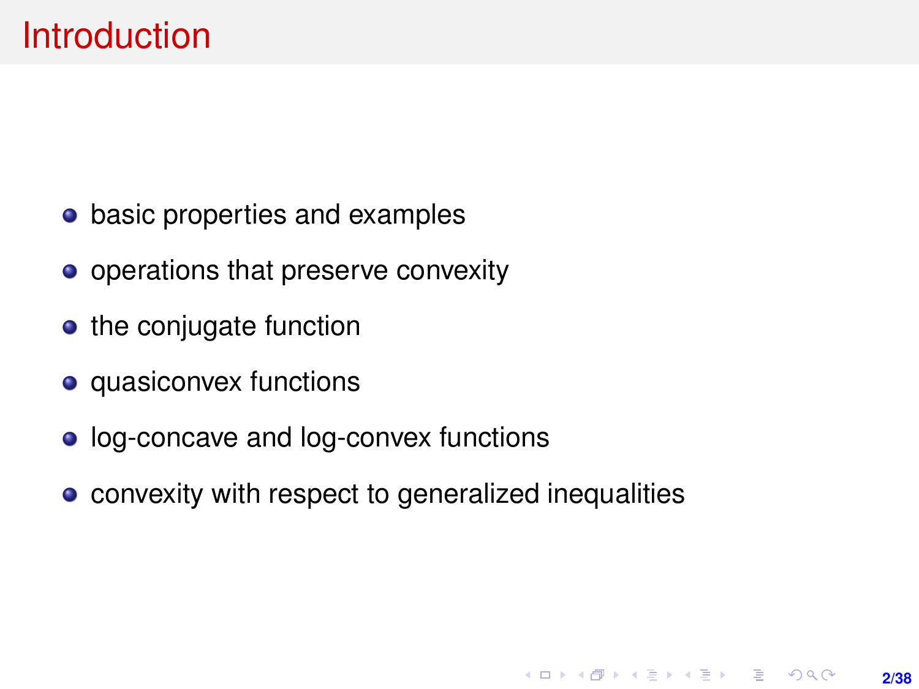# Introduction

- basic properties and examples
- operations that preserve convexity
- the conjugate function
- quasiconvex functions
- log-concave and log-convex functions
- convexity with respect to generalized inequalities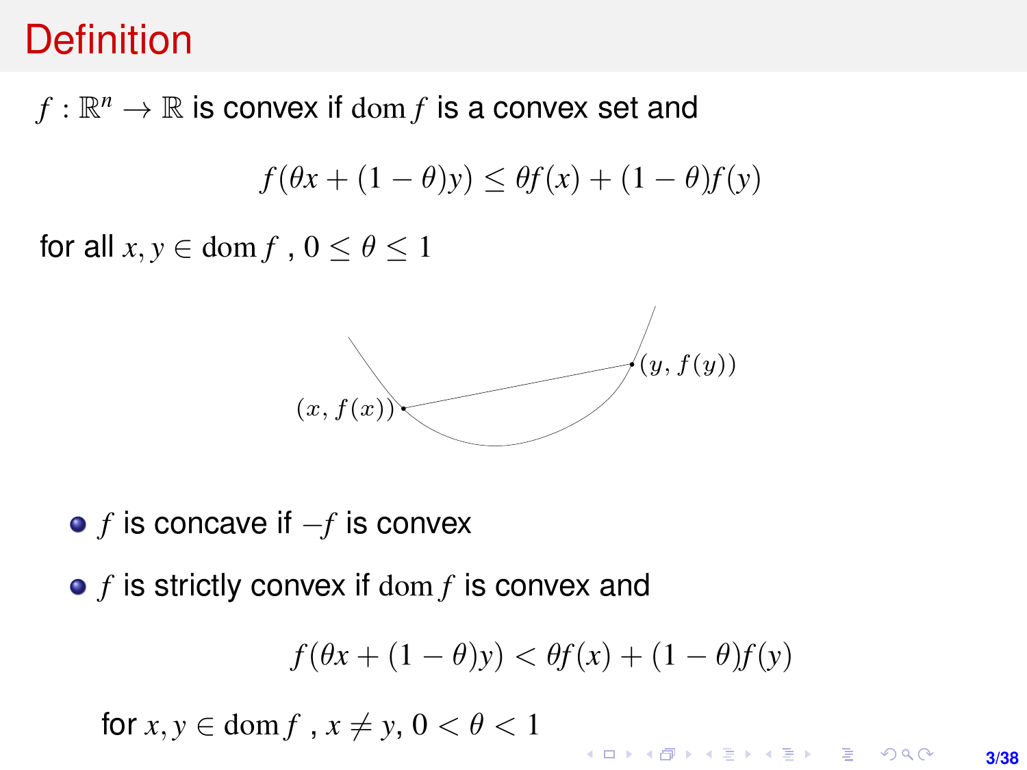# Definition

$f : \mathbb{R}^n \to \mathbb{R}$ is convex if $\mathrm{dom}\, f$ is a convex set and

$$f(\theta x + (1-\theta)y) \le \theta f(x) + (1-\theta) f(y)$$

for all $x, y \in \mathrm{dom}\, f$ , $0 \le \theta \le 1$

- $f$ is concave if $-f$ is convex
- $f$ is strictly convex if $\mathrm{dom}\, f$ is convex and

$$f(\theta x + (1-\theta)y) < \theta f(x) + (1-\theta) f(y)$$

for $x, y \in \mathrm{dom}\, f$ , $x \neq y$, $0 < \theta < 1$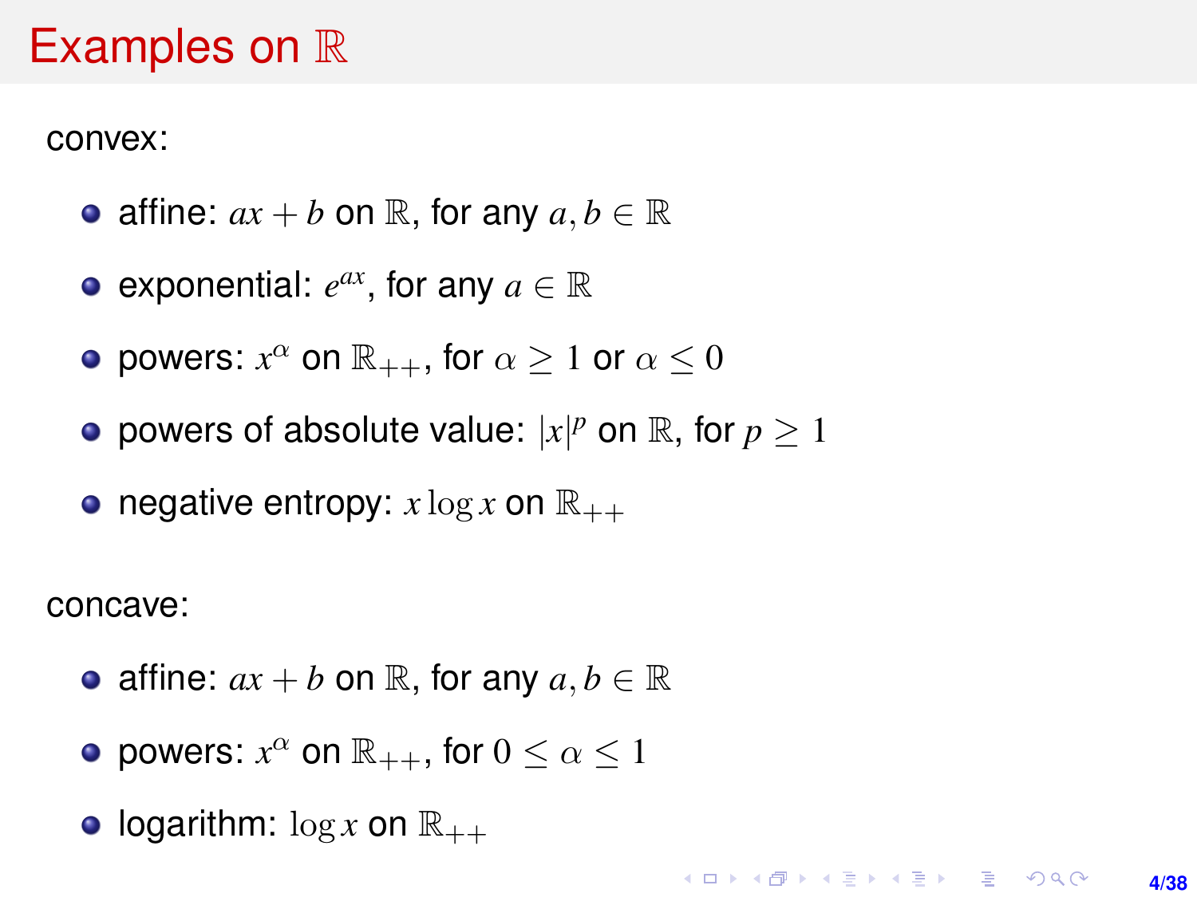# Examples on $\mathbb{R}$

convex:

- affine: $ax + b$ on $\mathbb{R}$, for any $a, b \in \mathbb{R}$
- exponential: $e^{ax}$, for any $a \in \mathbb{R}$
- powers: $x^\alpha$ on $\mathbb{R}_{++}$, for $\alpha \geq 1$ or $\alpha \leq 0$
- powers of absolute value: $|x|^p$ on $\mathbb{R}$, for $p \geq 1$
- negative entropy: $x \log x$ on $\mathbb{R}_{++}$

concave:

- affine: $ax + b$ on $\mathbb{R}$, for any $a, b \in \mathbb{R}$
- powers: $x^\alpha$ on $\mathbb{R}_{++}$, for $0 \leq \alpha \leq 1$
- logarithm: $\log x$ on $\mathbb{R}_{++}$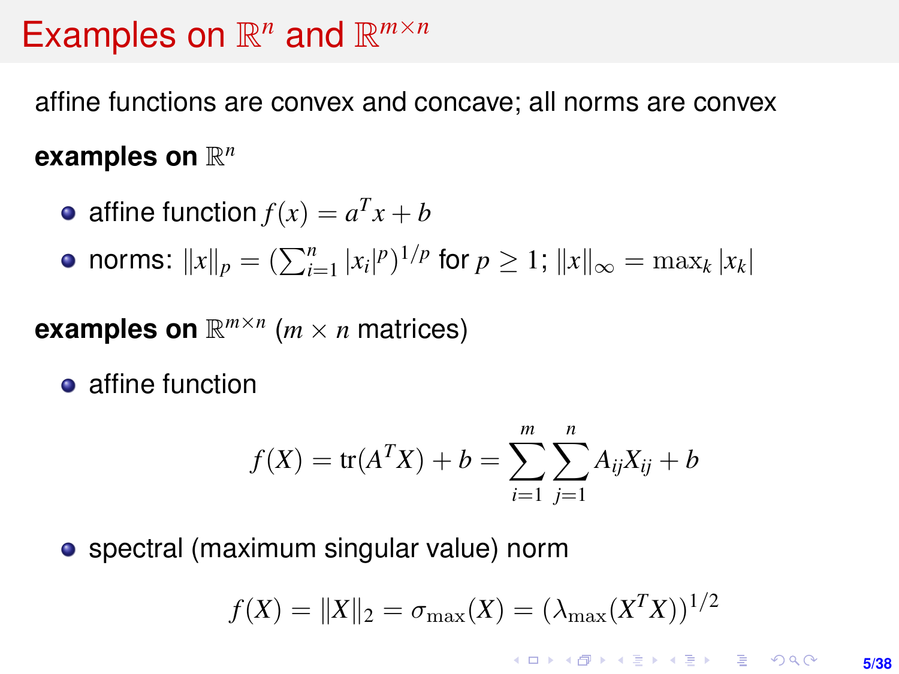# Examples on $\mathbb{R}^n$ and $\mathbb{R}^{m\times n}$

affine functions are convex and concave; all norms are convex

**examples on** $\mathbb{R}^n$

- affine function $f(x) = a^T x + b$
- norms: $\|x\|_p = (\sum_{i=1}^n |x_i|^p)^{1/p}$ for $p \geq 1$; $\|x\|_\infty = \max_k |x_k|$

**examples on** $\mathbb{R}^{m\times n}$ ($m \times n$ matrices)

- affine function

$$f(X) = \mathrm{tr}(A^T X) + b = \sum_{i=1}^m \sum_{j=1}^n A_{ij} X_{ij} + b$$

- spectral (maximum singular value) norm

$$f(X) = \|X\|_2 = \sigma_{\max}(X) = (\lambda_{\max}(X^T X))^{1/2}$$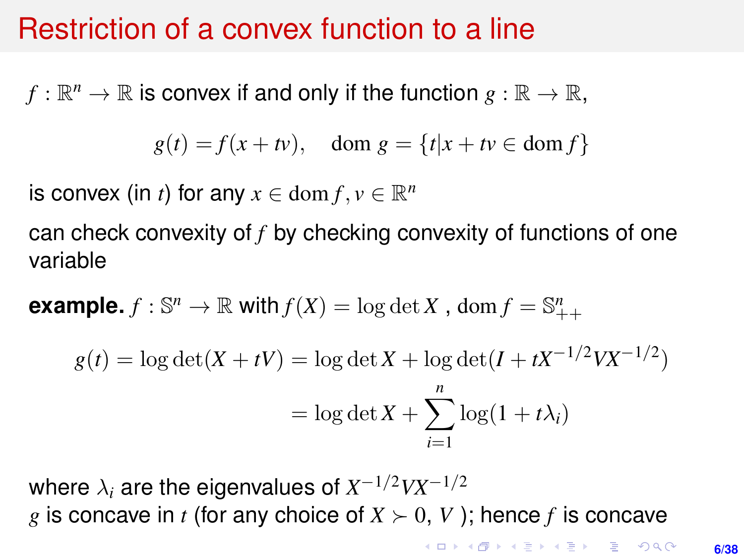# Restriction of a convex function to a line

$f : \mathbb{R}^n \to \mathbb{R}$ is convex if and only if the function $g : \mathbb{R} \to \mathbb{R}$,

$$g(t) = f(x + tv), \quad \text{dom}\, g = \{t | x + tv \in \text{dom}\, f\}$$

is convex (in $t$) for any $x \in \text{dom}\, f, v \in \mathbb{R}^n$

can check convexity of $f$ by checking convexity of functions of one variable

**example.** $f : \mathbb{S}^n \to \mathbb{R}$ with $f(X) = \log\det X$ , $\text{dom}\, f = \mathbb{S}^n_{++}$

$$\begin{aligned} g(t) = \log\det(X + tV) &= \log\det X + \log\det(I + tX^{-1/2}VX^{-1/2}) \\ &= \log\det X + \sum_{i=1}^{n} \log(1 + t\lambda_i) \end{aligned}$$

where $\lambda_i$ are the eigenvalues of $X^{-1/2}VX^{-1/2}$

$g$ is concave in $t$ (for any choice of $X \succ 0$, $V$ ); hence $f$ is concave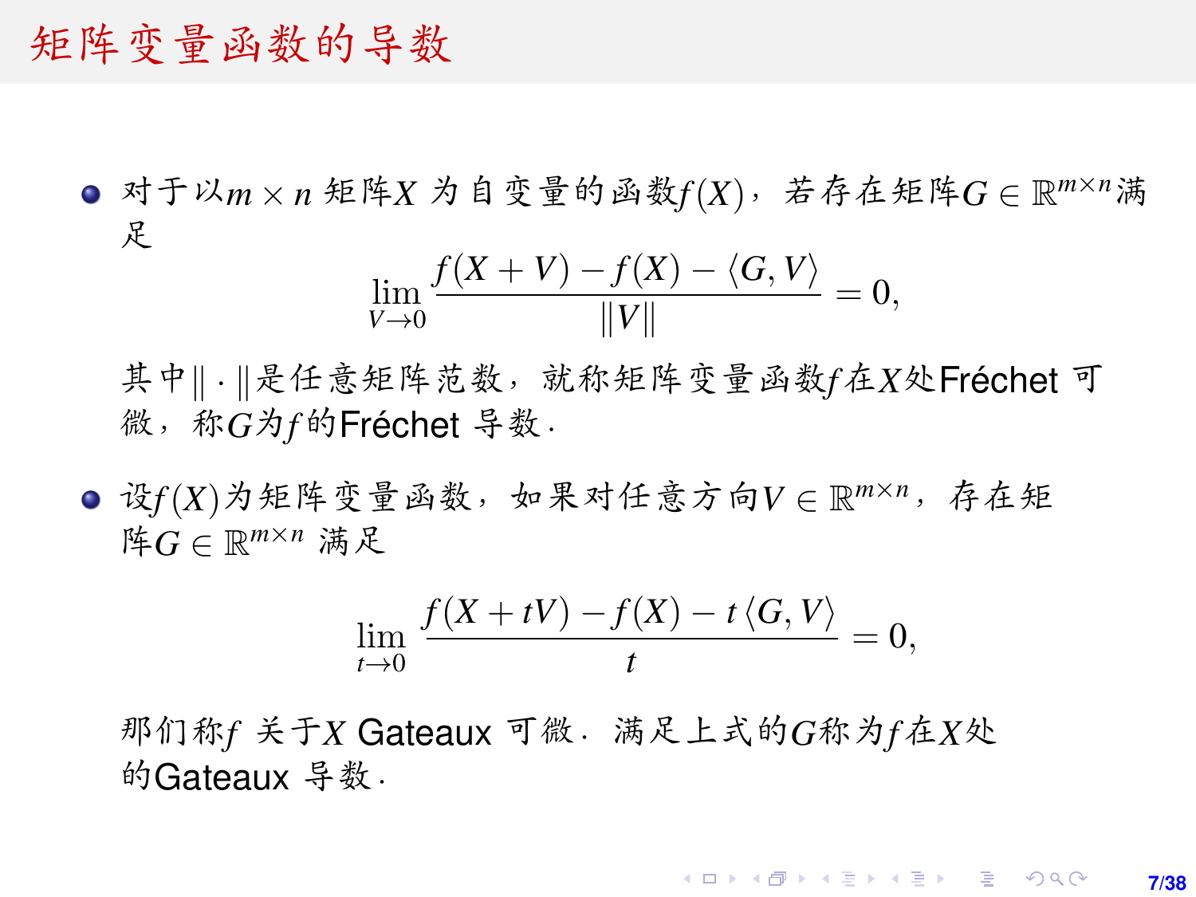# 矩阵变量函数的导数

- 对于以$m \times n$ 矩阵$X$ 为自变量的函数$f(X)$，若存在矩阵$G \in \mathbb{R}^{m\times n}$满足

$$\lim_{V\to 0} \frac{f(X+V) - f(X) - \langle G, V\rangle}{\|V\|} = 0,$$

其中$\|\cdot\|$是任意矩阵范数，就称矩阵变量函数$f$在$X$处Fréchet 可微，称$G$为$f$的Fréchet 导数.

- 设$f(X)$为矩阵变量函数，如果对任意方向$V \in \mathbb{R}^{m\times n}$，存在矩阵$G \in \mathbb{R}^{m\times n}$ 满足

$$\lim_{t\to 0} \frac{f(X+tV) - f(X) - t\langle G, V\rangle}{t} = 0,$$

那们称$f$ 关于$X$ Gateaux 可微. 满足上式的$G$称为$f$在$X$处的Gateaux 导数.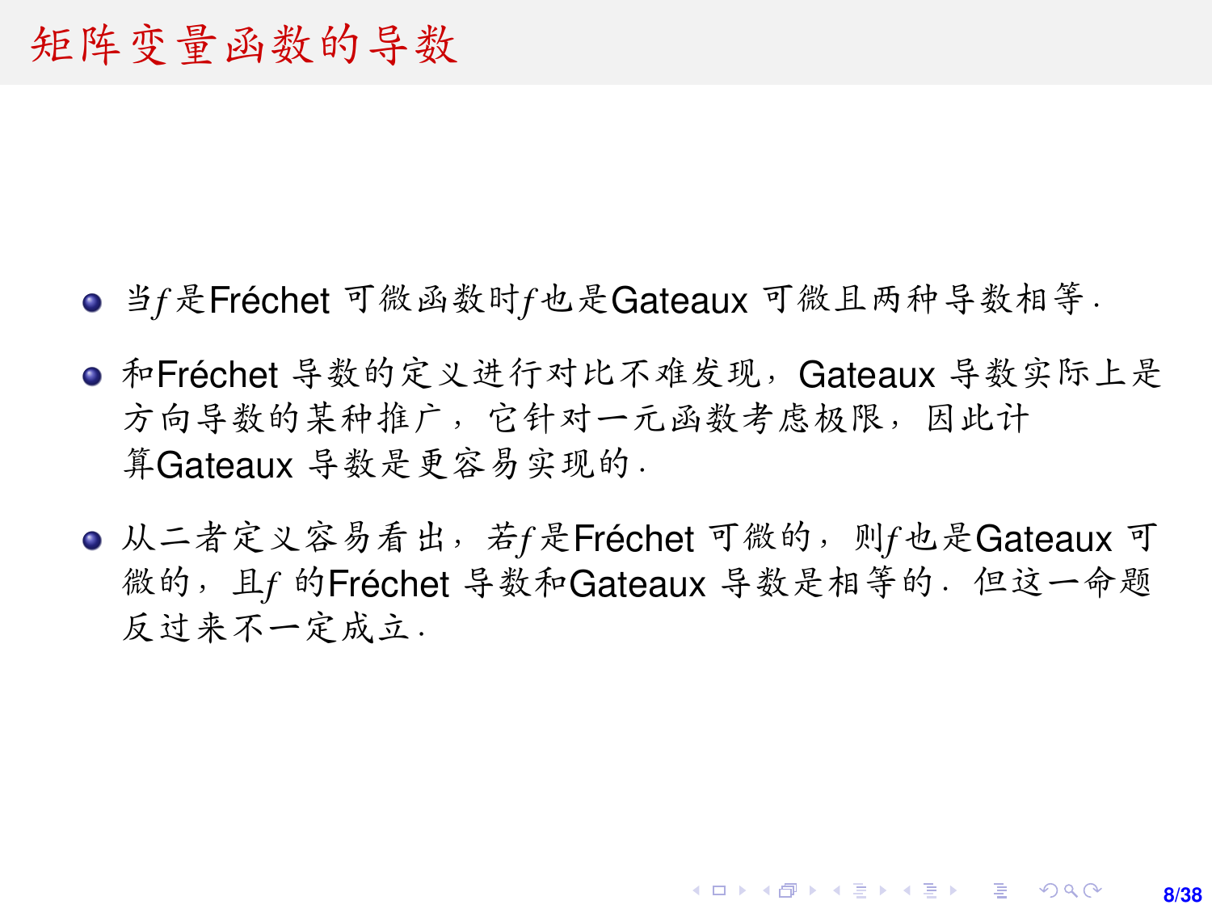# 矩阵变量函数的导数

- 当$f$是Fréchet 可微函数时$f$也是Gateaux 可微且两种导数相等．
- 和Fréchet 导数的定义进行对比不难发现，Gateaux 导数实际上是方向导数的某种推广，它针对一元函数考虑极限，因此计算Gateaux 导数是更容易实现的．
- 从二者定义容易看出，若$f$是Fréchet 可微的，则$f$也是Gateaux 可微的，且$f$ 的Fréchet 导数和Gateaux 导数是相等的．但这一命题反过来不一定成立．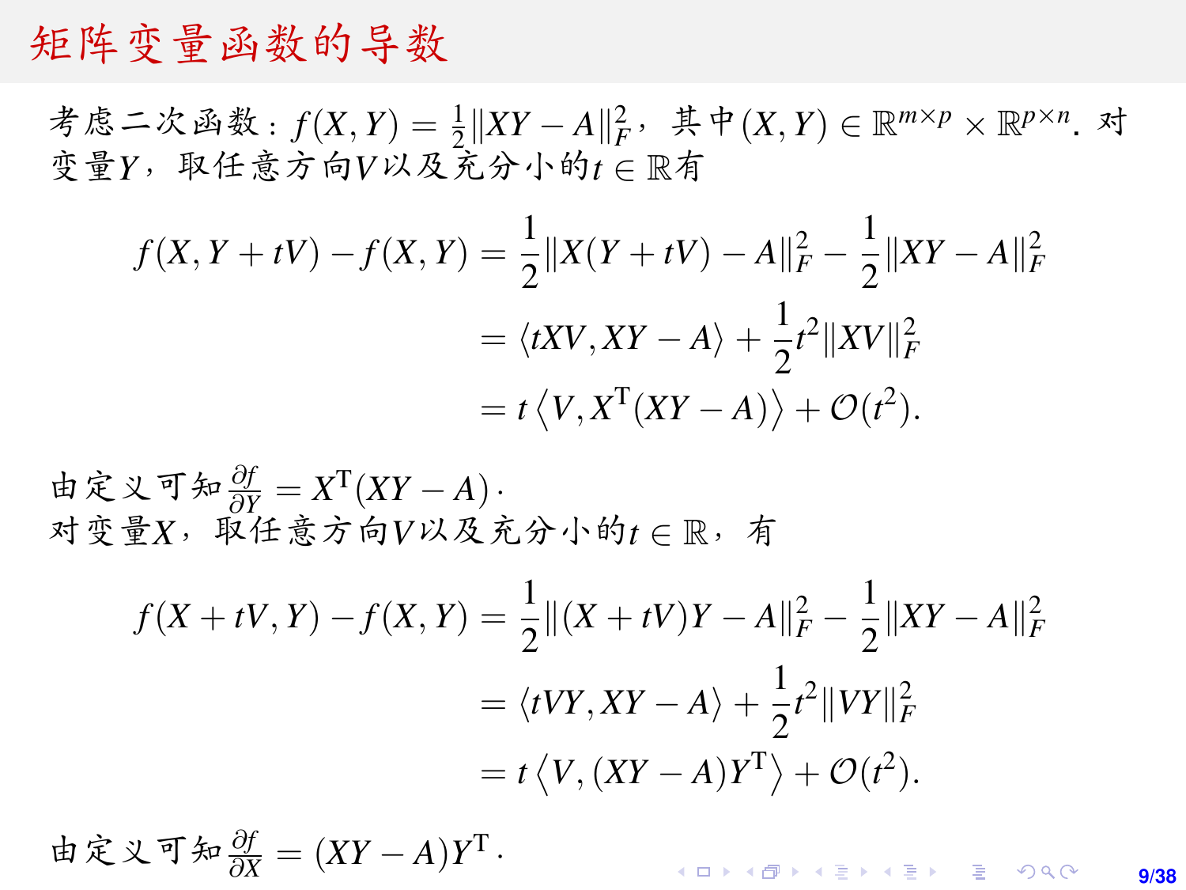# 矩阵变量函数的导数

考虑二次函数：$f(X,Y)=\frac{1}{2}\|XY-A\|_F^2$，其中$(X,Y)\in\mathbb{R}^{m\times p}\times\mathbb{R}^{p\times n}$. 对变量$Y$，取任意方向$V$以及充分小的$t\in\mathbb{R}$有

$$
\begin{aligned}
f(X,Y+tV)-f(X,Y) &= \frac{1}{2}\|X(Y+tV)-A\|_F^2-\frac{1}{2}\|XY-A\|_F^2 \\
&= \langle tXV, XY-A\rangle+\frac{1}{2}t^2\|XV\|_F^2 \\
&= t\left\langle V, X^{\mathrm{T}}(XY-A)\right\rangle+\mathcal{O}(t^2).
\end{aligned}
$$

由定义可知$\frac{\partial f}{\partial Y}=X^{\mathrm{T}}(XY-A)$.
对变量$X$，取任意方向$V$以及充分小的$t\in\mathbb{R}$，有

$$
\begin{aligned}
f(X+tV,Y)-f(X,Y) &= \frac{1}{2}\|(X+tV)Y-A\|_F^2-\frac{1}{2}\|XY-A\|_F^2 \\
&= \langle tVY, XY-A\rangle+\frac{1}{2}t^2\|VY\|_F^2 \\
&= t\left\langle V, (XY-A)Y^{\mathrm{T}}\right\rangle+\mathcal{O}(t^2).
\end{aligned}
$$

由定义可知$\frac{\partial f}{\partial X}=(XY-A)Y^{\mathrm{T}}$.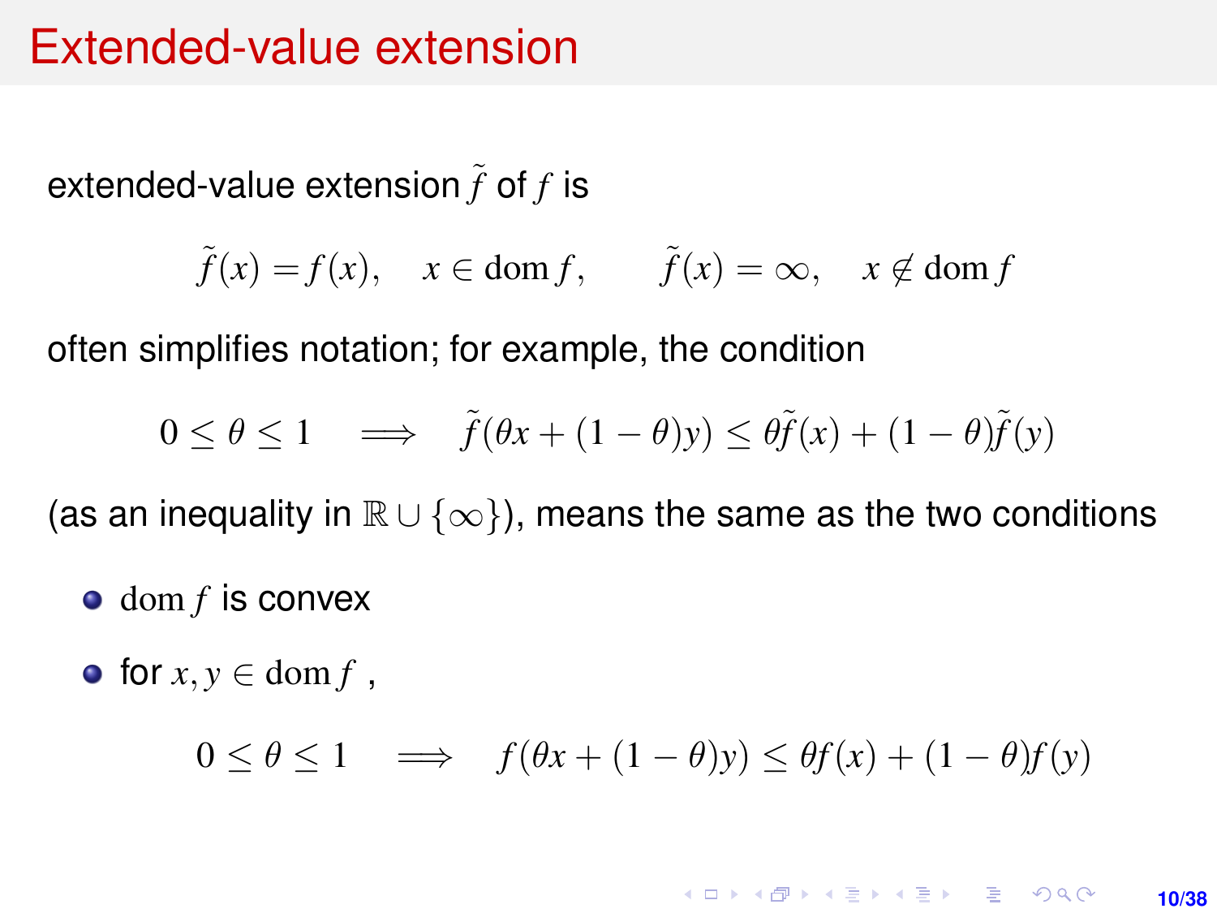# Extended-value extension

extended-value extension $\tilde{f}$ of $f$ is

$$\tilde{f}(x) = f(x), \quad x \in \operatorname{dom} f, \qquad \tilde{f}(x) = \infty, \quad x \notin \operatorname{dom} f$$

often simplifies notation; for example, the condition

$$0 \leq \theta \leq 1 \quad \Longrightarrow \quad \tilde{f}(\theta x + (1-\theta)y) \leq \theta \tilde{f}(x) + (1-\theta)\tilde{f}(y)$$

(as an inequality in $\mathbb{R} \cup \{\infty\}$), means the same as the two conditions

- $\operatorname{dom} f$ is convex
- for $x, y \in \operatorname{dom} f$ ,

$$0 \leq \theta \leq 1 \quad \Longrightarrow \quad f(\theta x + (1-\theta)y) \leq \theta f(x) + (1-\theta)f(y)$$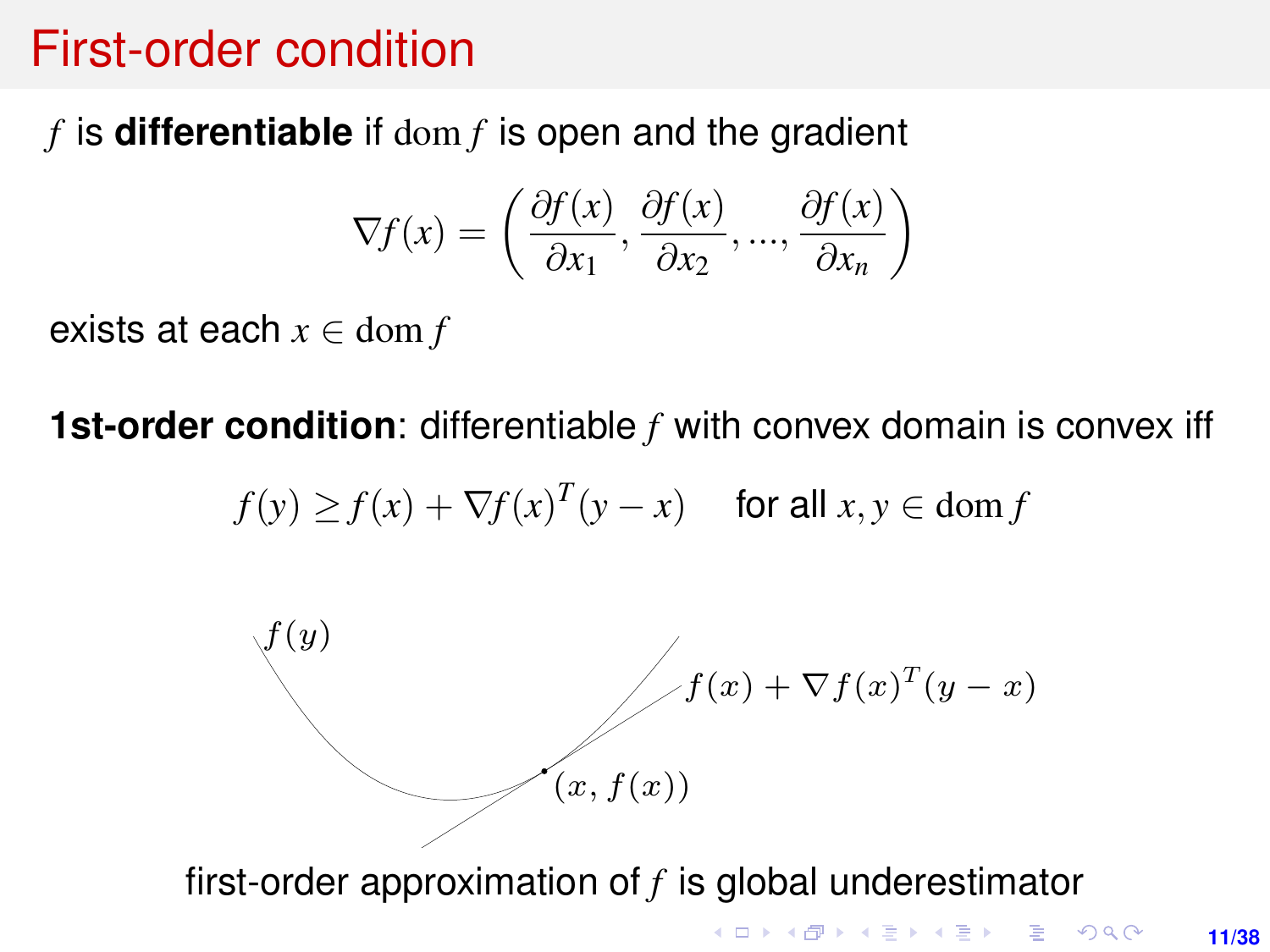# First-order condition

$f$ is **differentiable** if $\operatorname{dom} f$ is open and the gradient

$$\nabla f(x) = \left( \frac{\partial f(x)}{\partial x_1}, \frac{\partial f(x)}{\partial x_2}, ..., \frac{\partial f(x)}{\partial x_n} \right)$$

exists at each $x \in \operatorname{dom} f$

**1st-order condition**: differentiable $f$ with convex domain is convex iff

$$f(y) \geq f(x) + \nabla f(x)^T (y - x) \quad \text{for all } x, y \in \operatorname{dom} f$$

$f(y)$

$f(x) + \nabla f(x)^T (y - x)$

$(x, f(x))$

first-order approximation of $f$ is global underestimator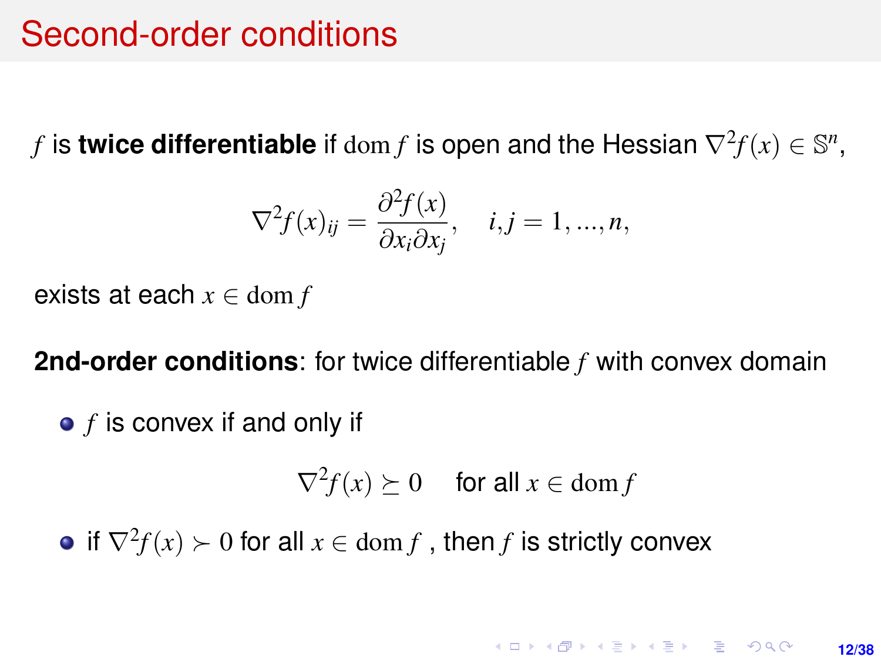# Second-order conditions

$f$ is **twice differentiable** if $\mathbf{dom}\, f$ is open and the Hessian $\nabla^2 f(x) \in \mathbb{S}^n$,

$$\nabla^2 f(x)_{ij} = \frac{\partial^2 f(x)}{\partial x_i \partial x_j}, \quad i, j = 1, ..., n,$$

exists at each $x \in \mathbf{dom}\, f$

**2nd-order conditions**: for twice differentiable $f$ with convex domain

- $f$ is convex if and only if

$$\nabla^2 f(x) \succeq 0 \quad \text{for all } x \in \mathbf{dom}\, f$$

- if $\nabla^2 f(x) \succ 0$ for all $x \in \mathbf{dom}\, f$ , then $f$ is strictly convex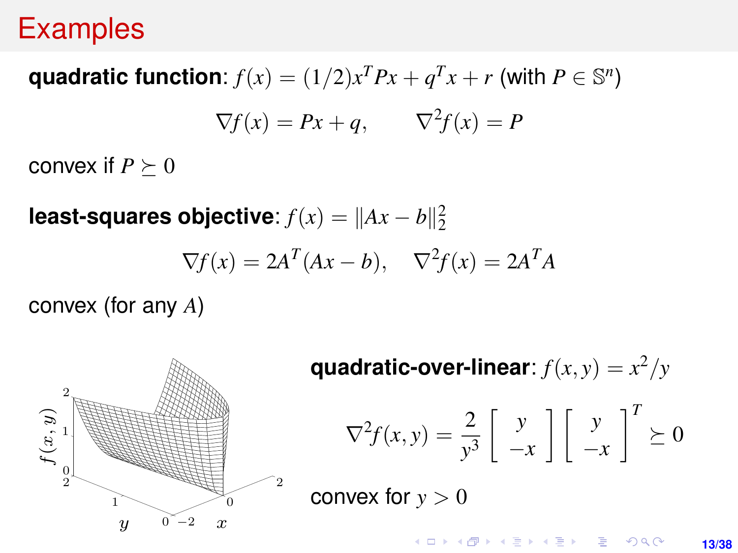# Examples

**quadratic function**: $f(x) = (1/2)x^T Px + q^T x + r$ (with $P \in \mathbb{S}^n$)

$$\nabla f(x) = Px + q, \qquad \nabla^2 f(x) = P$$

convex if $P \succeq 0$

**least-squares objective**: $f(x) = \|Ax - b\|_2^2$

$$\nabla f(x) = 2A^T(Ax - b), \quad \nabla^2 f(x) = 2A^T A$$

convex (for any $A$)

**quadratic-over-linear**: $f(x, y) = x^2/y$

$$\nabla^2 f(x, y) = \frac{2}{y^3} \begin{bmatrix} y \\ -x \end{bmatrix} \begin{bmatrix} y \\ -x \end{bmatrix}^T \succeq 0$$

convex for $y > 0$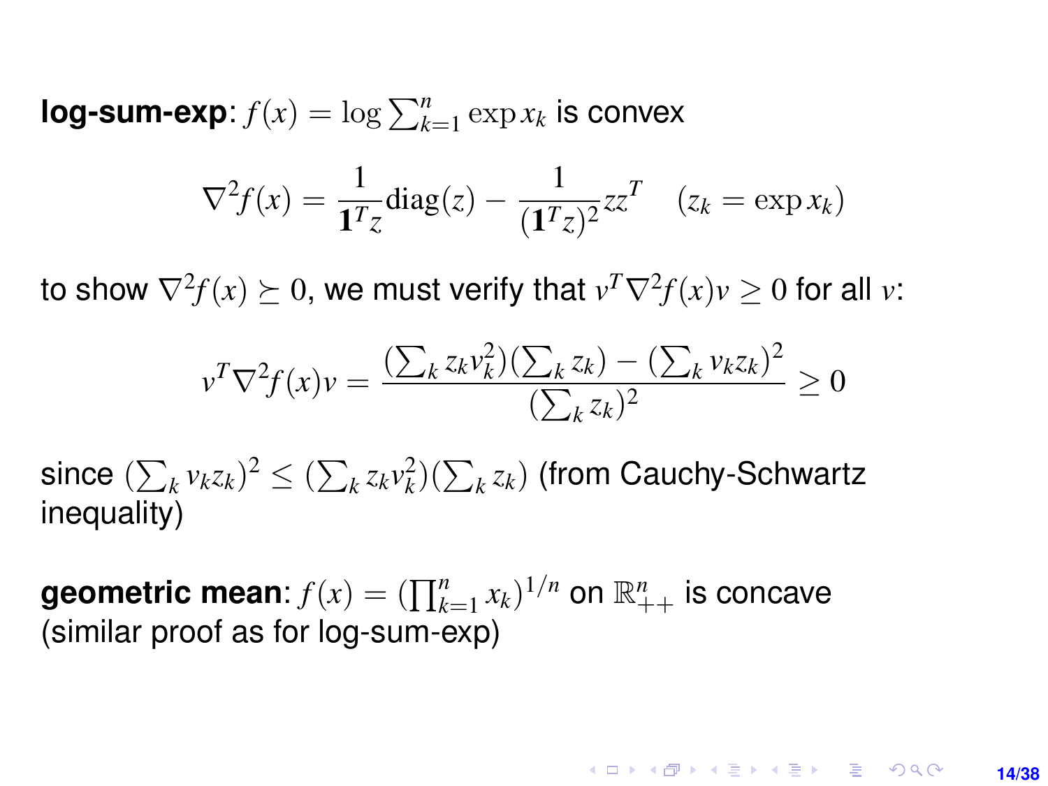**log-sum-exp**: $f(x) = \log \sum_{k=1}^{n} \exp x_k$ is convex

$$\nabla^2 f(x) = \frac{1}{\mathbf{1}^T z} \mathrm{diag}(z) - \frac{1}{(\mathbf{1}^T z)^2} z z^T \quad (z_k = \exp x_k)$$

to show $\nabla^2 f(x) \succeq 0$, we must verify that $v^T \nabla^2 f(x) v \geq 0$ for all $v$:

$$v^T \nabla^2 f(x) v = \frac{(\sum_k z_k v_k^2)(\sum_k z_k) - (\sum_k v_k z_k)^2}{(\sum_k z_k)^2} \geq 0$$

since $(\sum_k v_k z_k)^2 \leq (\sum_k z_k v_k^2)(\sum_k z_k)$ (from Cauchy-Schwartz inequality)

**geometric mean**: $f(x) = (\prod_{k=1}^{n} x_k)^{1/n}$ on $\mathbb{R}_{++}^n$ is concave (similar proof as for log-sum-exp)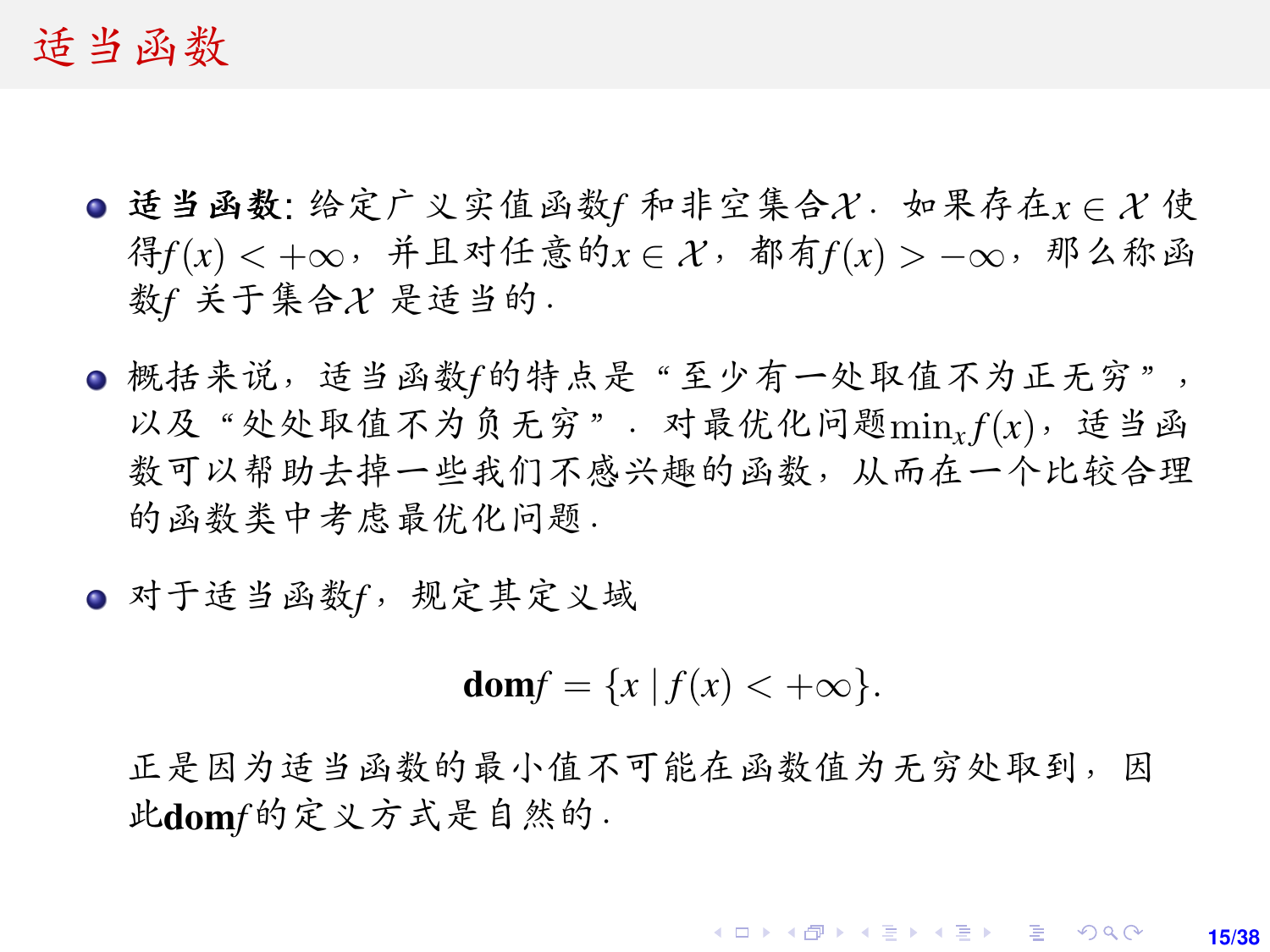# 适当函数

- **适当函数**: 给定广义实值函数$f$ 和非空集合$\mathcal{X}$. 如果存在$x \in \mathcal{X}$ 使得$f(x) < +\infty$，并且对任意的$x \in \mathcal{X}$，都有$f(x) > -\infty$，那么称函数$f$ 关于集合$\mathcal{X}$ 是适当的.

- 概括来说，适当函数$f$的特点是“至少有一处取值不为正无穷”，以及“处处取值不为负无穷”. 对最优化问题$\min_x f(x)$，适当函数可以帮助去掉一些我们不感兴趣的函数，从而在一个比较合理的函数类中考虑最优化问题.

- 对于适当函数$f$，规定其定义域

$$\mathbf{dom} f = \{x \mid f(x) < +\infty\}.$$

正是因为适当函数的最小值不可能在函数值为无穷处取到，因此$\mathbf{dom} f$的定义方式是自然的.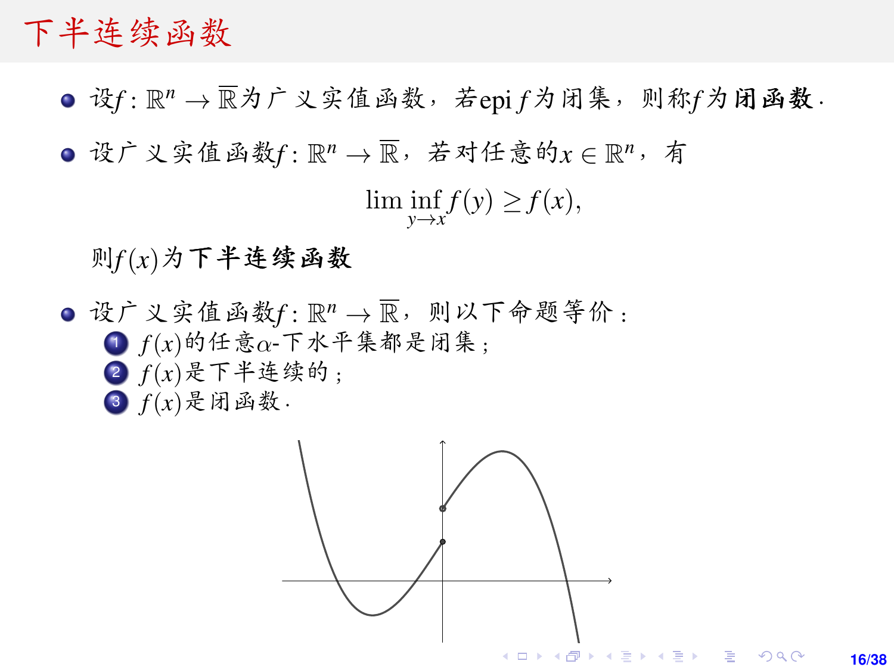# 下半连续函数

- 设$f:\mathbb{R}^n\to\overline{\mathbb{R}}$为广义实值函数，若$\mathrm{epi}\, f$为闭集，则称$f$为**闭函数**.
- 设广义实值函数$f:\mathbb{R}^n\to\overline{\mathbb{R}}$，若对任意的$x\in\mathbb{R}^n$，有

$$\liminf_{y\to x} f(y)\geq f(x),$$

  则$f(x)$为**下半连续函数**

- 设广义实值函数$f:\mathbb{R}^n\to\overline{\mathbb{R}}$，则以下命题等价：
  1. $f(x)$的任意$\alpha$-下水平集都是闭集；
  2. $f(x)$是下半连续的；
  3. $f(x)$是闭函数.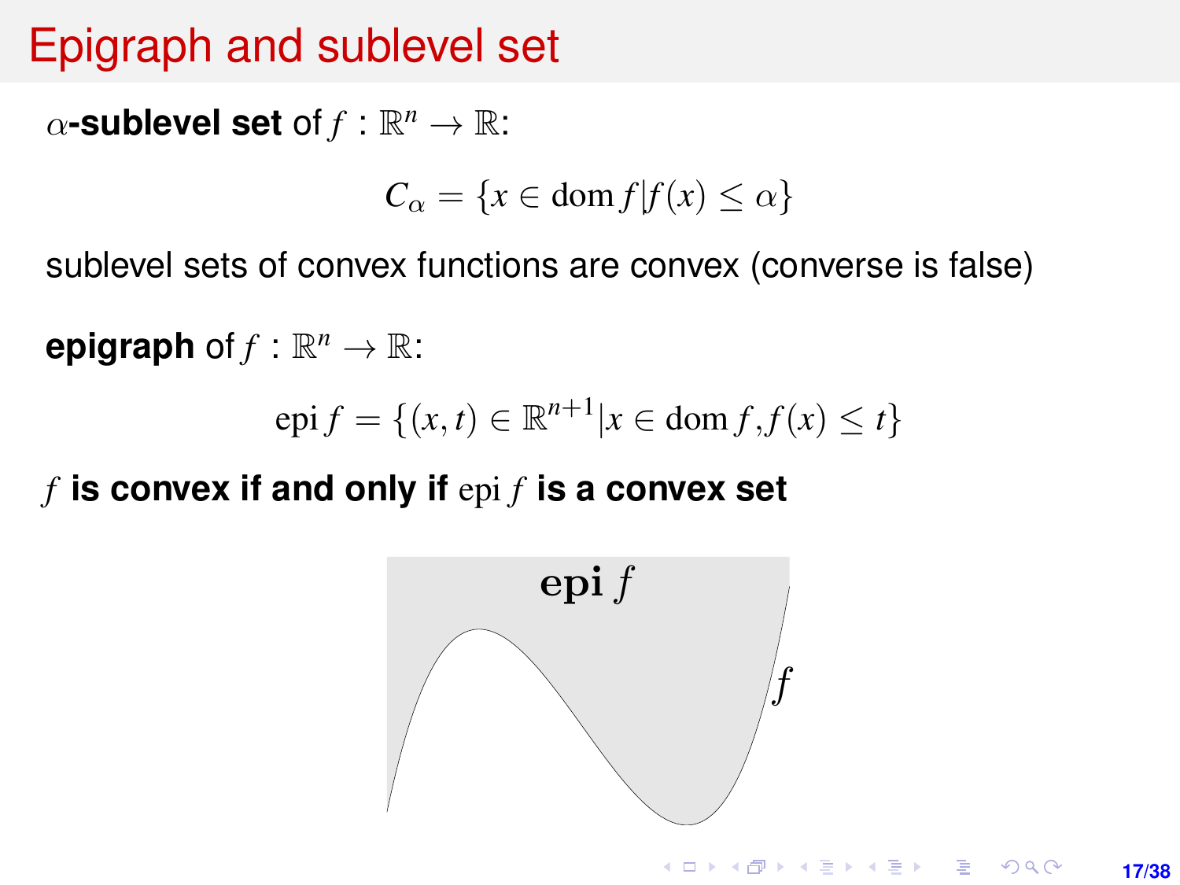# Epigraph and sublevel set

$\alpha$**-sublevel set** of $f : \mathbb{R}^n \to \mathbb{R}$:

$$C_\alpha = \{x \in \operatorname{dom} f \mid f(x) \leq \alpha\}$$

sublevel sets of convex functions are convex (converse is false)

**epigraph** of $f : \mathbb{R}^n \to \mathbb{R}$:

$$\operatorname{epi} f = \{(x, t) \in \mathbb{R}^{n+1} \mid x \in \operatorname{dom} f, f(x) \leq t\}$$

**$f$ is convex if and only if $\operatorname{epi} f$ is a convex set**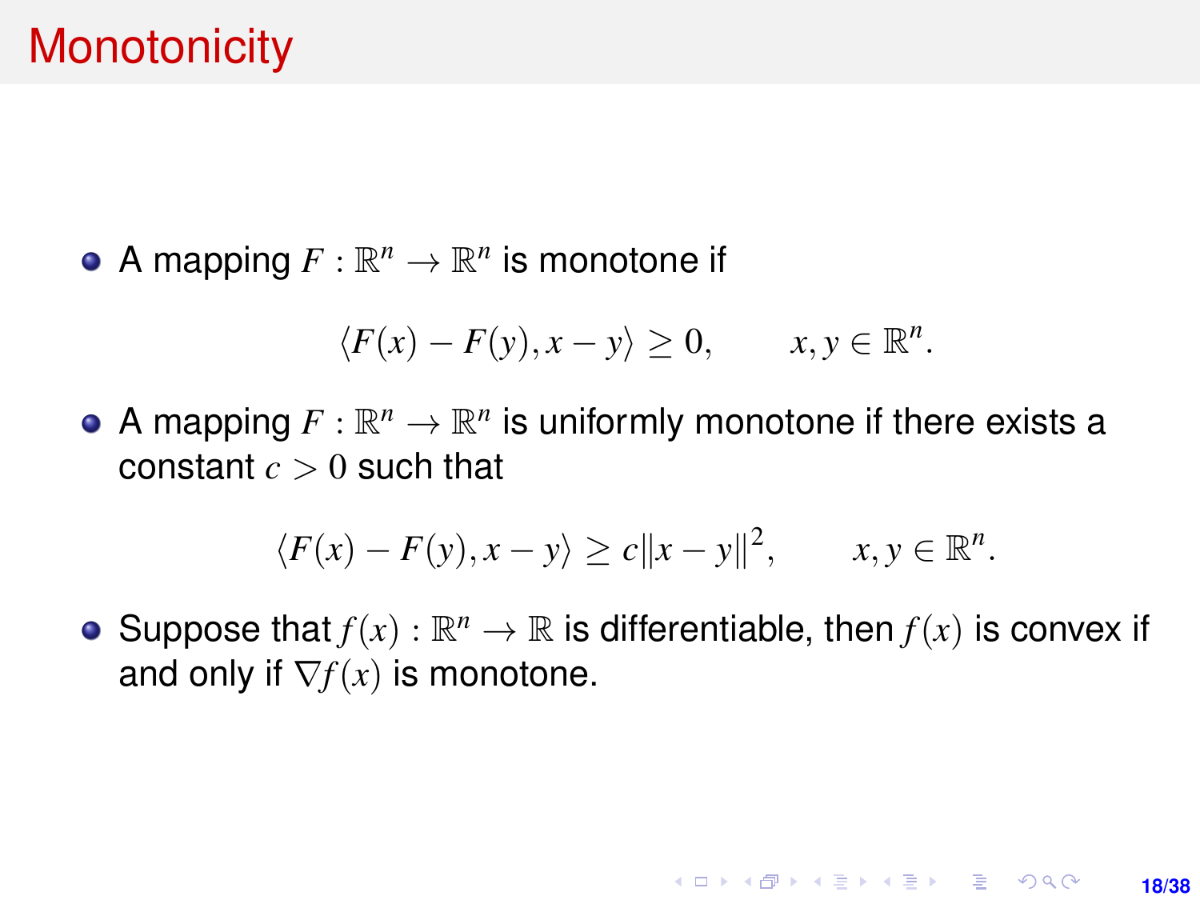# Monotonicity

- A mapping $F : \mathbb{R}^n \to \mathbb{R}^n$ is monotone if

$$\langle F(x) - F(y), x - y \rangle \geq 0, \qquad x, y \in \mathbb{R}^n.$$

- A mapping $F : \mathbb{R}^n \to \mathbb{R}^n$ is uniformly monotone if there exists a constant $c > 0$ such that

$$\langle F(x) - F(y), x - y \rangle \geq c\|x - y\|^2, \qquad x, y \in \mathbb{R}^n.$$

- Suppose that $f(x) : \mathbb{R}^n \to \mathbb{R}$ is differentiable, then $f(x)$ is convex if and only if $\nabla f(x)$ is monotone.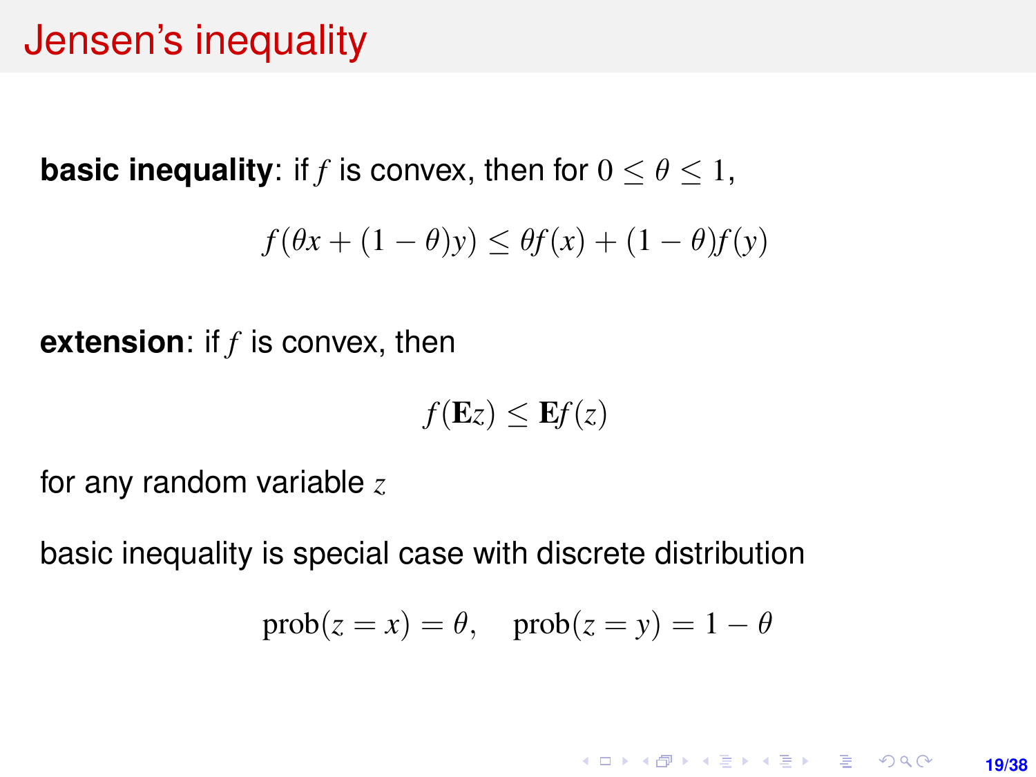# Jensen's inequality

**basic inequality**: if $f$ is convex, then for $0 \leq \theta \leq 1$,

$$f(\theta x + (1-\theta)y) \leq \theta f(x) + (1-\theta) f(y)$$

**extension**: if $f$ is convex, then

$$f(\mathbf{E} z) \leq \mathbf{E} f(z)$$

for any random variable $z$

basic inequality is special case with discrete distribution

$$\mathrm{prob}(z = x) = \theta, \quad \mathrm{prob}(z = y) = 1 - \theta$$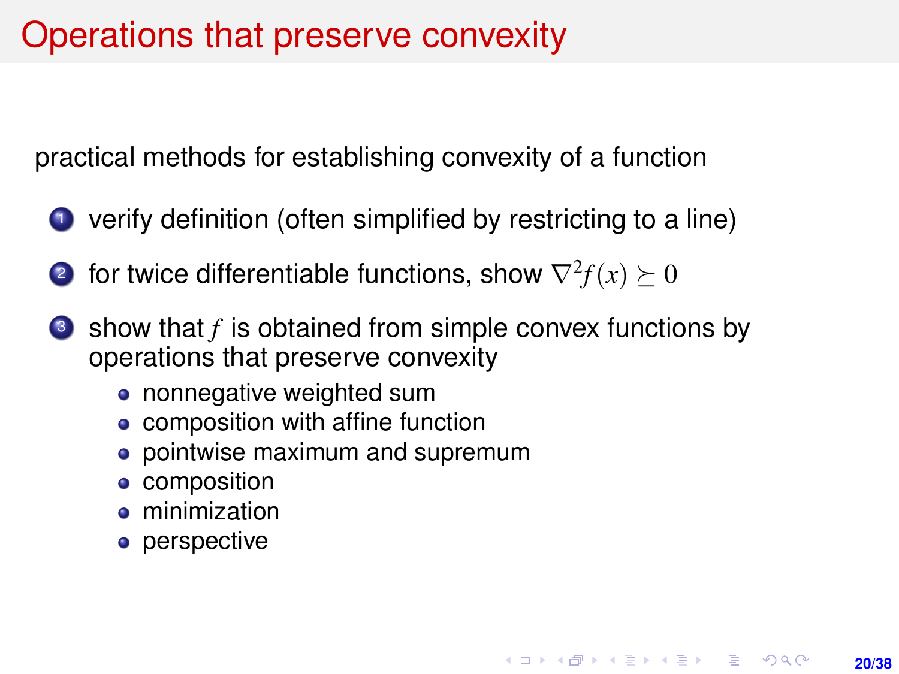# Operations that preserve convexity

practical methods for establishing convexity of a function

1. verify definition (often simplified by restricting to a line)
2. for twice differentiable functions, show $\nabla^2 f(x) \succeq 0$
3. show that $f$ is obtained from simple convex functions by operations that preserve convexity
    - nonnegative weighted sum
    - composition with affine function
    - pointwise maximum and supremum
    - composition
    - minimization
    - perspective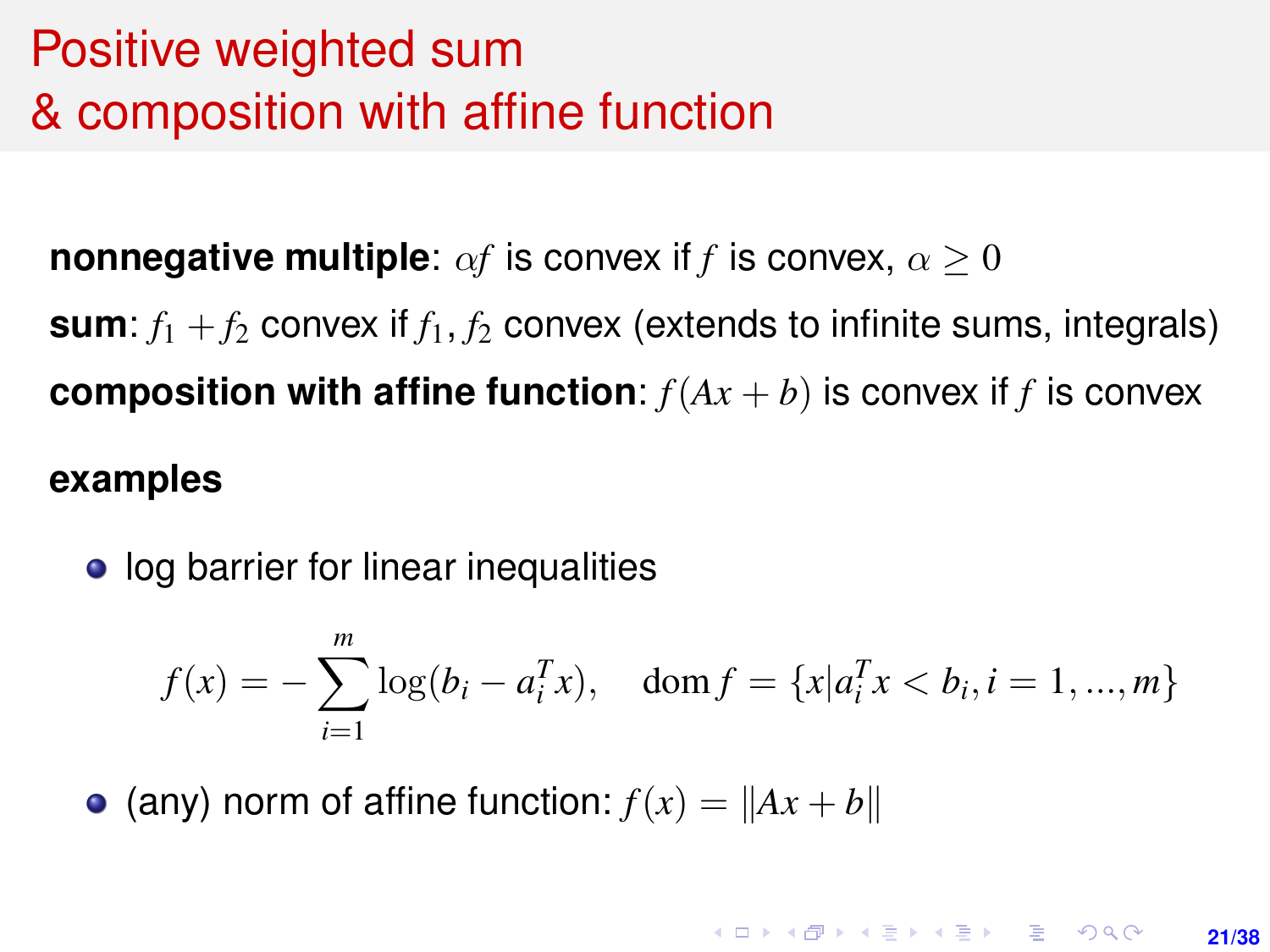# Positive weighted sum & composition with affine function

**nonnegative multiple**: $\alpha f$ is convex if $f$ is convex, $\alpha \geq 0$

**sum**: $f_1 + f_2$ convex if $f_1, f_2$ convex (extends to infinite sums, integrals)

**composition with affine function**: $f(Ax + b)$ is convex if $f$ is convex

**examples**

- log barrier for linear inequalities

$$f(x) = -\sum_{i=1}^{m} \log(b_i - a_i^T x), \quad \mathbf{dom}\, f = \{x | a_i^T x < b_i, i = 1, ..., m\}$$

- (any) norm of affine function: $f(x) = \|Ax + b\|$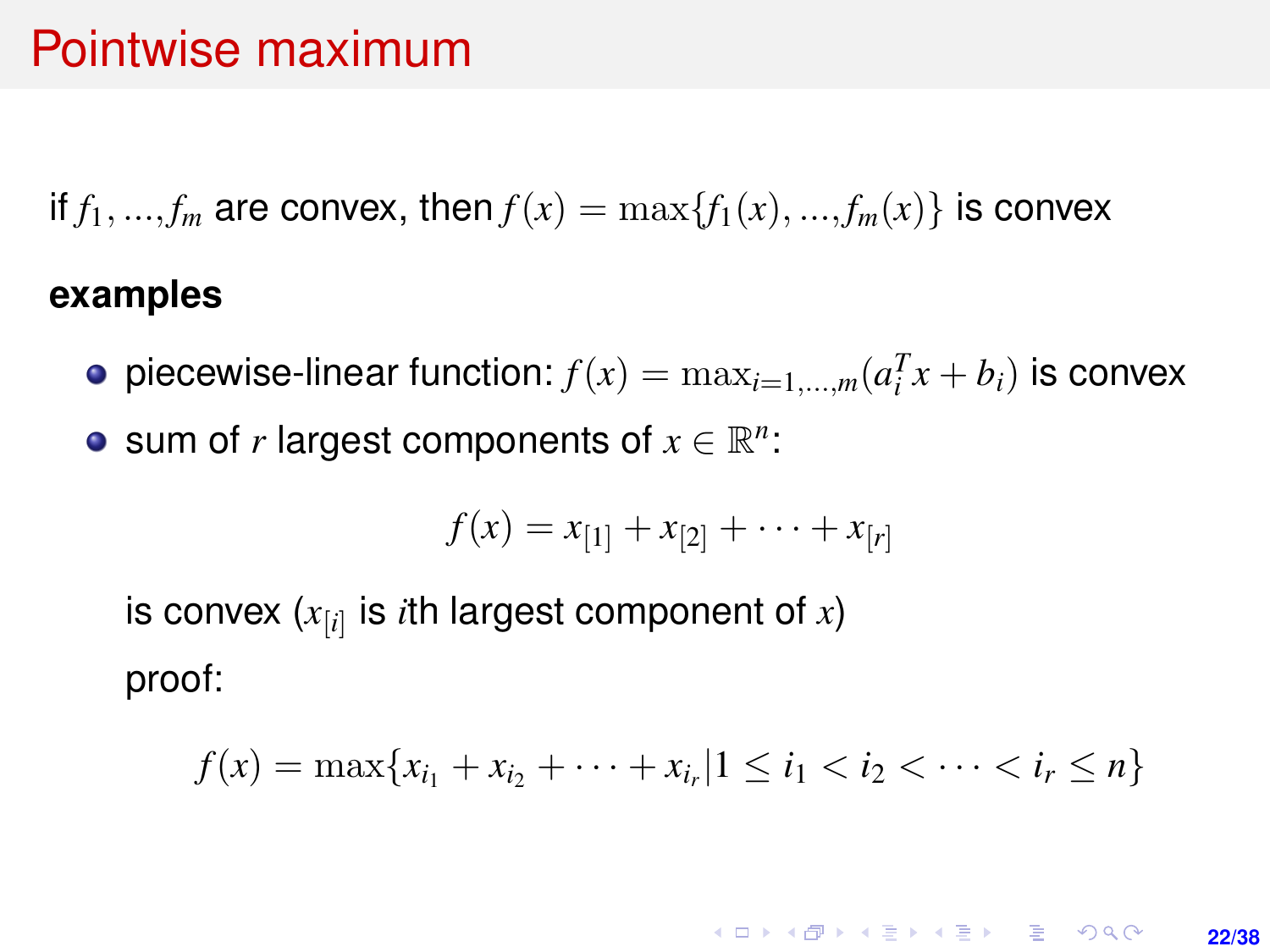# Pointwise maximum

if $f_1, ..., f_m$ are convex, then $f(x) = \max\{f_1(x), ..., f_m(x)\}$ is convex

**examples**

- piecewise-linear function: $f(x) = \max_{i=1,...,m}(a_i^T x + b_i)$ is convex
- sum of $r$ largest components of $x \in \mathbb{R}^n$:

$$f(x) = x_{[1]} + x_{[2]} + \cdots + x_{[r]}$$

  is convex ($x_{[i]}$ is $i$th largest component of $x$)

  proof:

$$f(x) = \max\{x_{i_1} + x_{i_2} + \cdots + x_{i_r} | 1 \leq i_1 < i_2 < \cdots < i_r \leq n\}$$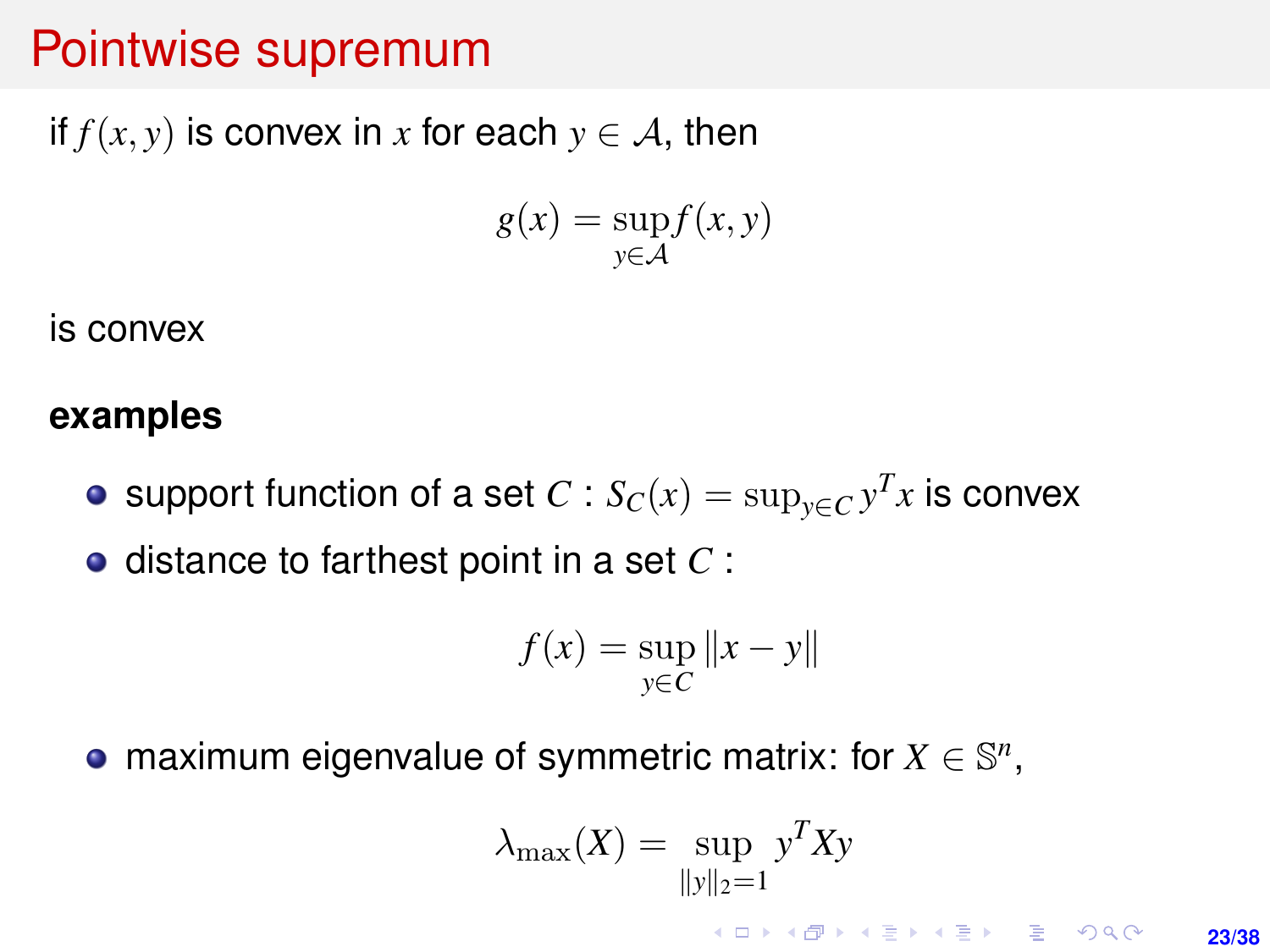# Pointwise supremum

if $f(x, y)$ is convex in $x$ for each $y \in \mathcal{A}$, then

$$g(x) = \sup_{y \in \mathcal{A}} f(x, y)$$

is convex

**examples**

- support function of a set $C$ : $S_C(x) = \sup_{y \in C} y^T x$ is convex
- distance to farthest point in a set $C$ :

$$f(x) = \sup_{y \in C} \|x - y\|$$

- maximum eigenvalue of symmetric matrix: for $X \in \mathbb{S}^n$,

$$\lambda_{\max}(X) = \sup_{\|y\|_2 = 1} y^T X y$$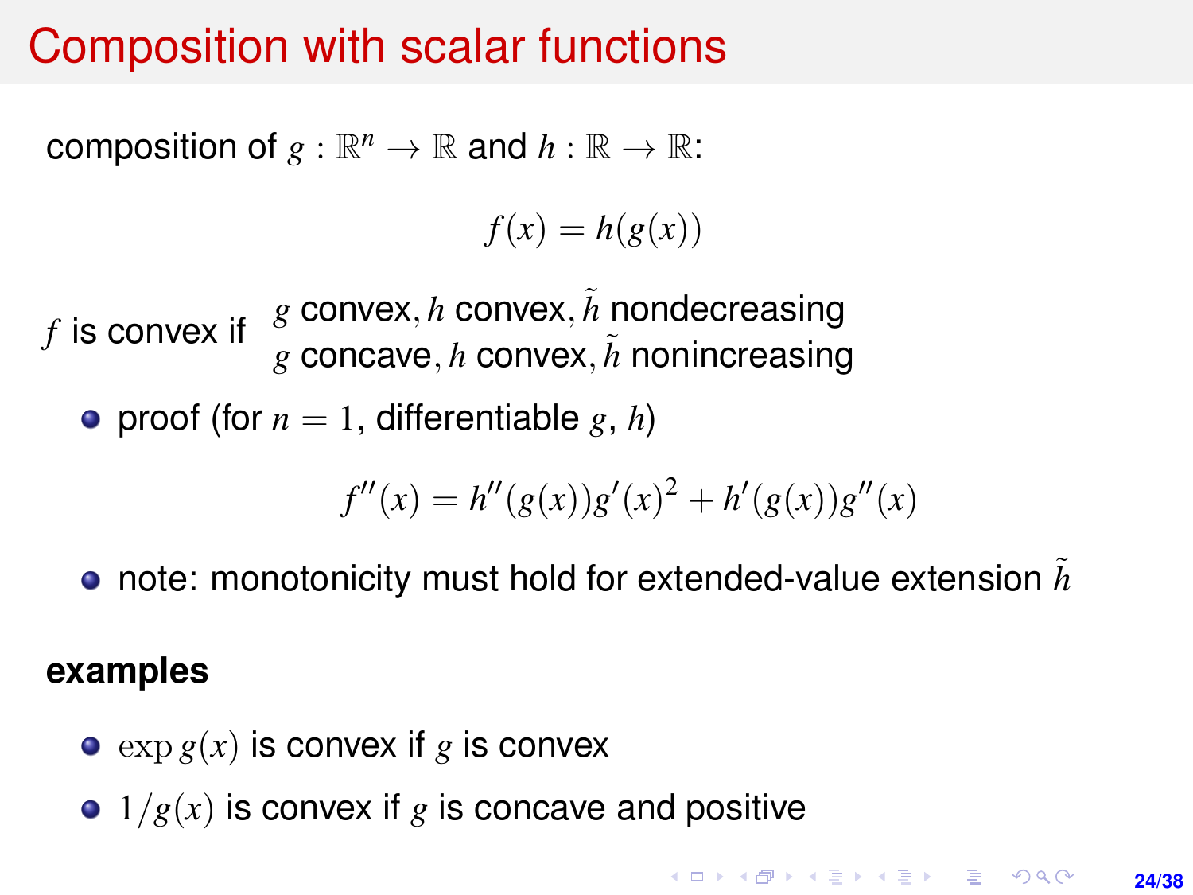# Composition with scalar functions

composition of $g : \mathbb{R}^n \to \mathbb{R}$ and $h : \mathbb{R} \to \mathbb{R}$:

$$f(x) = h(g(x))$$

$f$ is convex if $\begin{array}{l} g \text{ convex}, h \text{ convex}, \tilde{h} \text{ nondecreasing} \\ g \text{ concave}, h \text{ convex}, \tilde{h} \text{ nonincreasing} \end{array}$

- proof (for $n = 1$, differentiable $g$, $h$)

$$f''(x) = h''(g(x))g'(x)^2 + h'(g(x))g''(x)$$

- note: monotonicity must hold for extended-value extension $\tilde{h}$

**examples**

- $\exp g(x)$ is convex if $g$ is convex
- $1/g(x)$ is convex if $g$ is concave and positive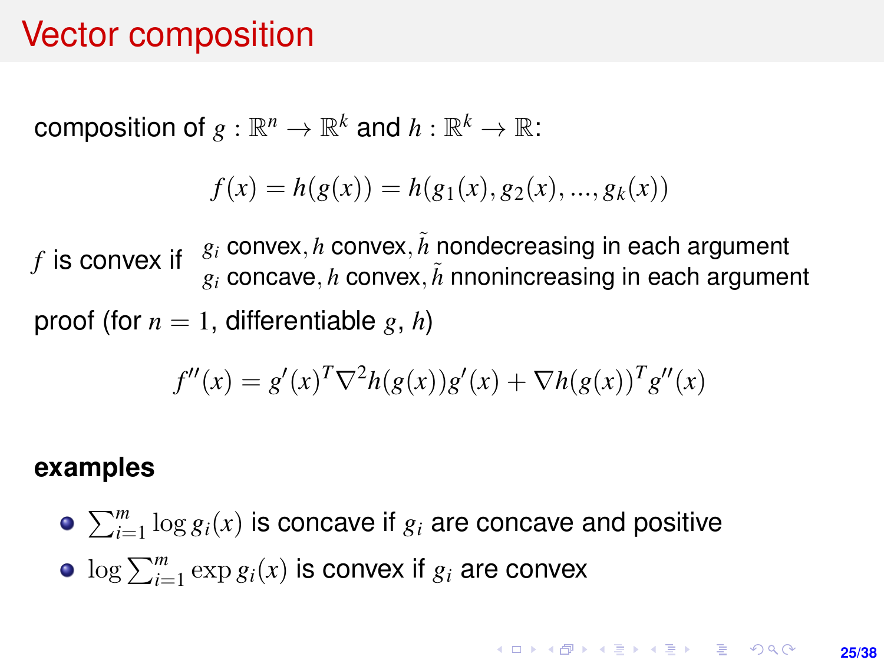# Vector composition

composition of $g : \mathbb{R}^n \to \mathbb{R}^k$ and $h : \mathbb{R}^k \to \mathbb{R}$:

$$f(x) = h(g(x)) = h(g_1(x), g_2(x), ..., g_k(x))$$

$f$ is convex if $\begin{array}{l} g_i \text{ convex}, h \text{ convex}, \tilde{h} \text{ nondecreasing in each argument} \\ g_i \text{ concave}, h \text{ convex}, \tilde{h} \text{ nnonincreasing in each argument} \end{array}$

proof (for $n = 1$, differentiable $g$, $h$)

$$f''(x) = g'(x)^T \nabla^2 h(g(x)) g'(x) + \nabla h(g(x))^T g''(x)$$

**examples**

- $\sum_{i=1}^m \log g_i(x)$ is concave if $g_i$ are concave and positive
- $\log \sum_{i=1}^m \exp g_i(x)$ is convex if $g_i$ are convex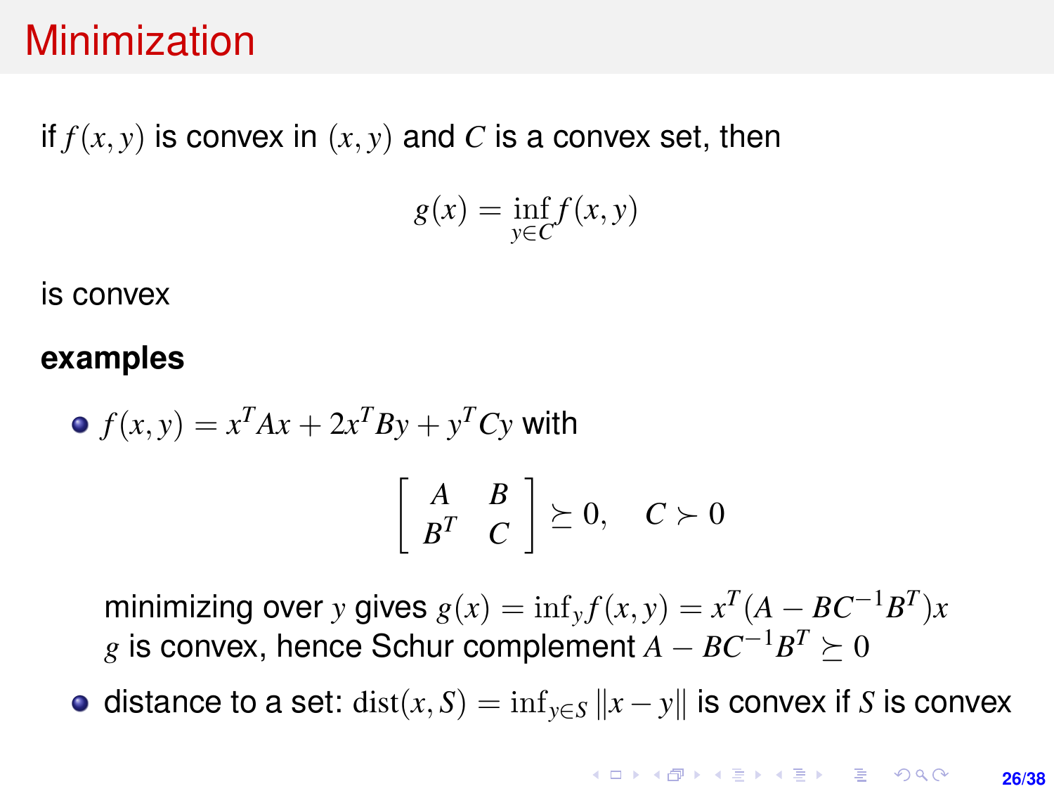# Minimization

if $f(x, y)$ is convex in $(x, y)$ and $C$ is a convex set, then

$$g(x) = \inf_{y \in C} f(x, y)$$

is convex

**examples**

- $f(x, y) = x^T A x + 2x^T B y + y^T C y$ with

  $$\begin{bmatrix} A & B \\ B^T & C \end{bmatrix} \succeq 0, \quad C \succ 0$$

  minimizing over $y$ gives $g(x) = \inf_y f(x, y) = x^T (A - BC^{-1}B^T) x$
  $g$ is convex, hence Schur complement $A - BC^{-1}B^T \succeq 0$

- distance to a set: $\mathrm{dist}(x, S) = \inf_{y \in S} \|x - y\|$ is convex if $S$ is convex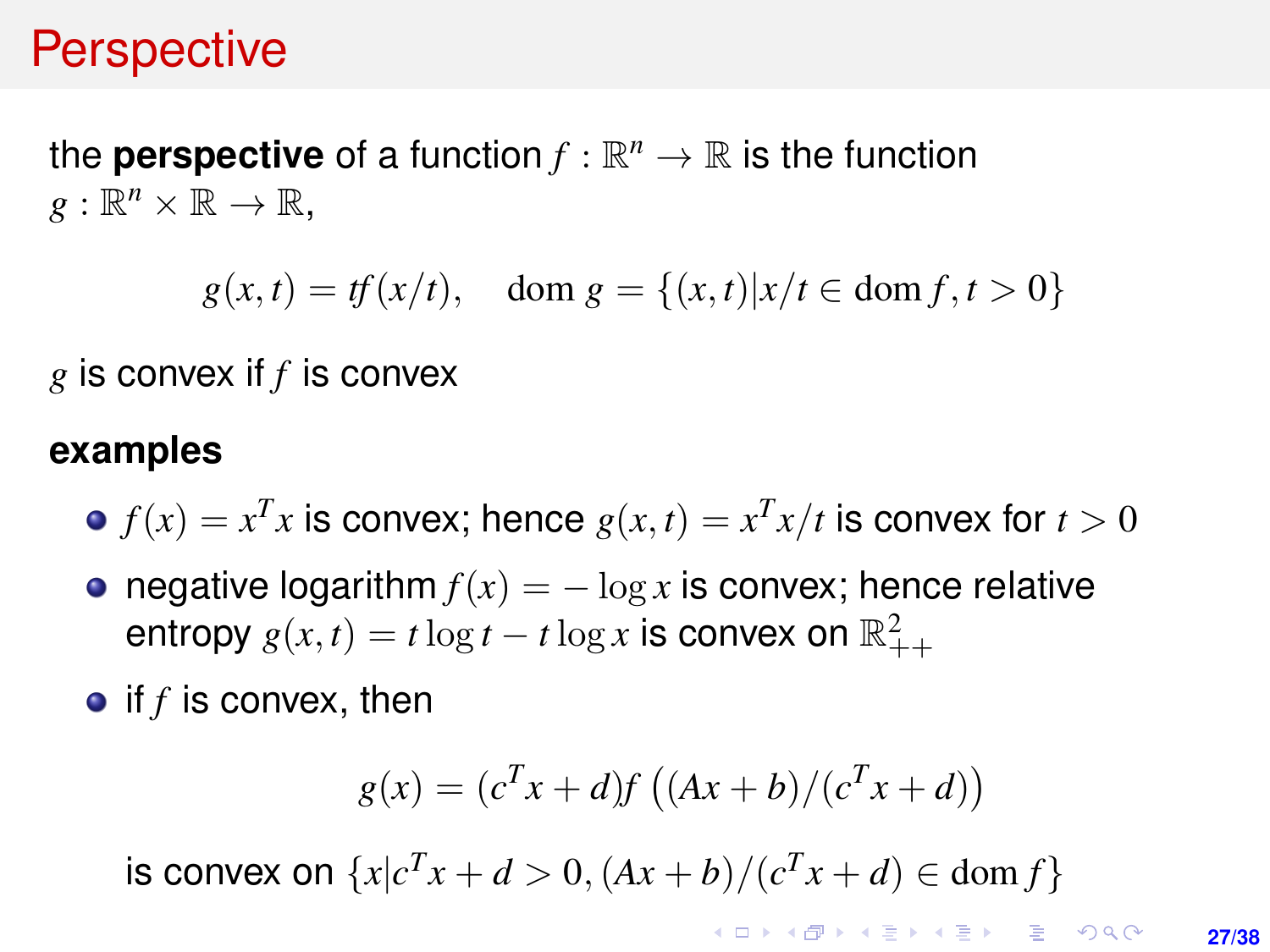# Perspective

the **perspective** of a function $f : \mathbb{R}^n \to \mathbb{R}$ is the function $g : \mathbb{R}^n \times \mathbb{R} \to \mathbb{R}$,

$$g(x, t) = tf(x/t), \quad \mathrm{dom}\, g = \{(x, t) | x/t \in \mathrm{dom}\, f, t > 0\}$$

$g$ is convex if $f$ is convex

**examples**

- $f(x) = x^T x$ is convex; hence $g(x, t) = x^T x/t$ is convex for $t > 0$
- negative logarithm $f(x) = -\log x$ is convex; hence relative entropy $g(x, t) = t \log t - t \log x$ is convex on $\mathbb{R}^2_{++}$
- if $f$ is convex, then

$$g(x) = (c^T x + d) f\left((Ax + b)/(c^T x + d)\right)$$

  is convex on $\{x | c^T x + d > 0, (Ax + b)/(c^T x + d) \in \mathrm{dom}\, f\}$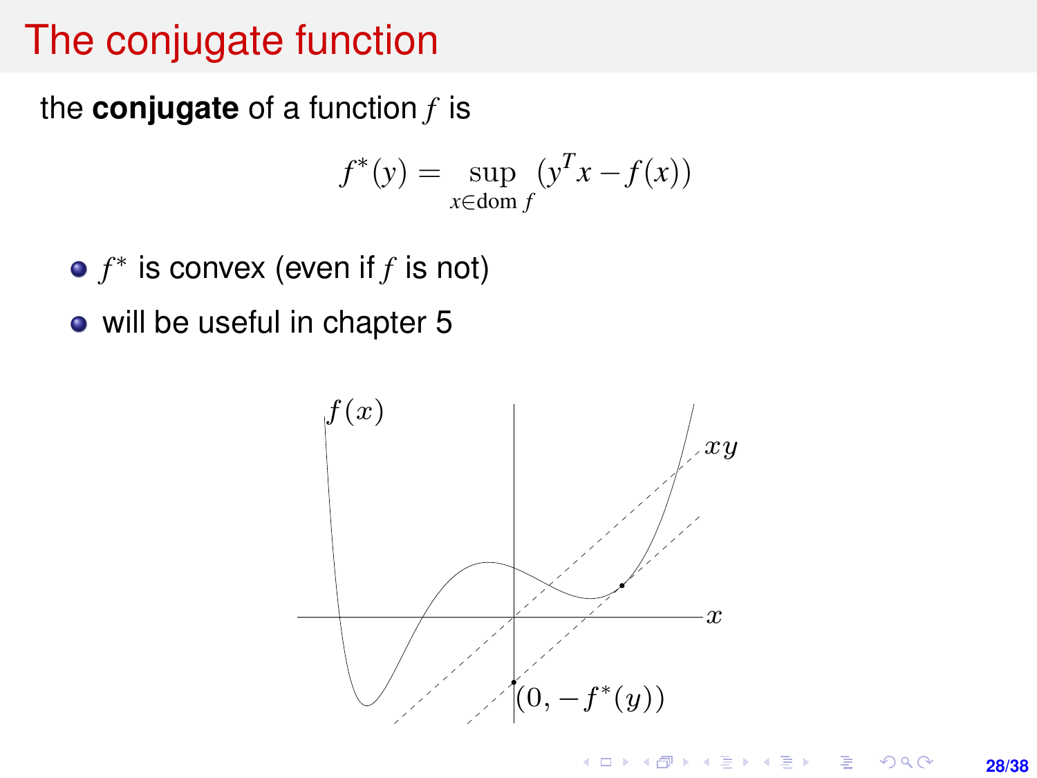# The conjugate function

the **conjugate** of a function $f$ is

$$f^*(y) = \sup_{x \in \mathbf{dom}\, f} (y^T x - f(x))$$

- $f^*$ is convex (even if $f$ is not)
- will be useful in chapter 5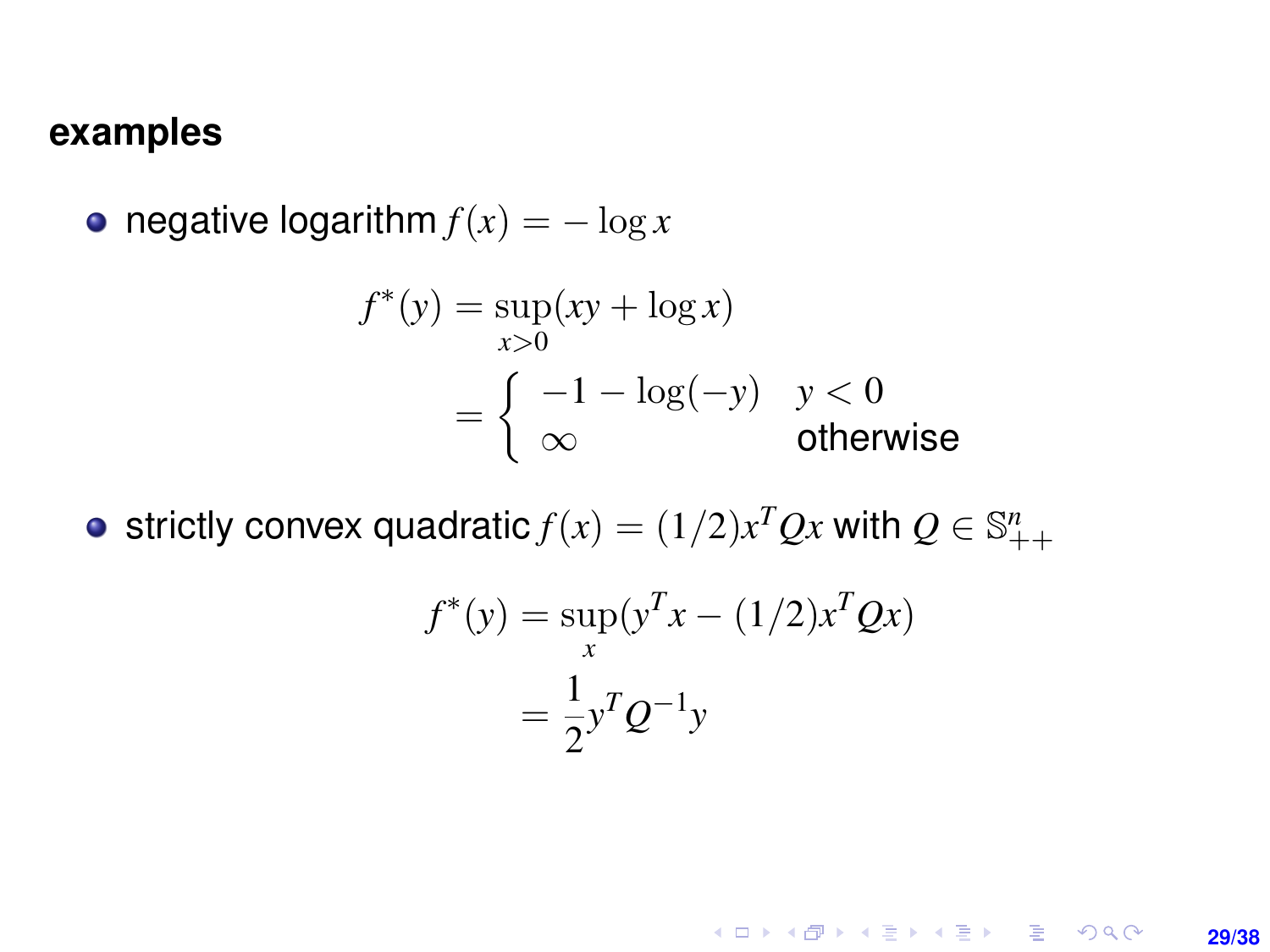### examples

- negative logarithm $f(x) = -\log x$

$$
\begin{aligned}
f^*(y) &= \sup_{x>0}(xy + \log x) \\
&= \begin{cases} -1 - \log(-y) & y < 0 \\ \infty & \text{otherwise} \end{cases}
\end{aligned}
$$

- strictly convex quadratic $f(x) = (1/2)x^T Qx$ with $Q \in \mathbb{S}^n_{++}$

$$
\begin{aligned}
f^*(y) &= \sup_{x}(y^T x - (1/2)x^T Qx) \\
&= \frac{1}{2} y^T Q^{-1} y
\end{aligned}
$$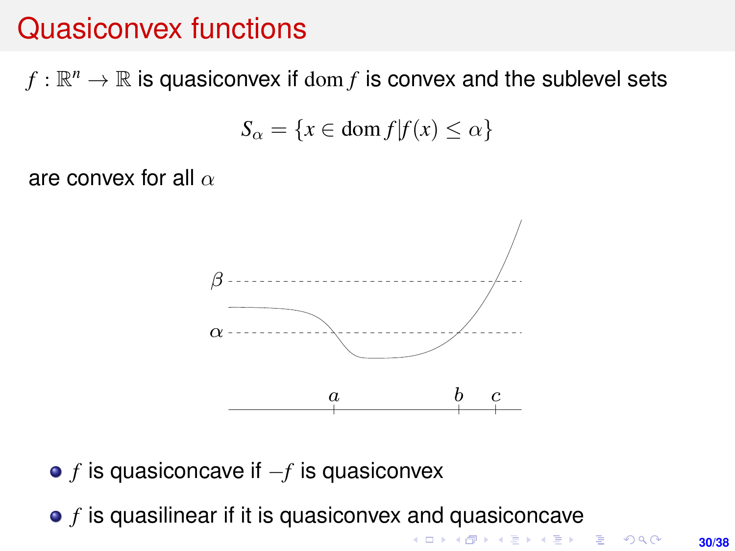# Quasiconvex functions

$f : \mathbb{R}^n \to \mathbb{R}$ is quasiconvex if $\mathrm{dom}\, f$ is convex and the sublevel sets

$$S_\alpha = \{x \in \mathrm{dom}\, f | f(x) \le \alpha\}$$

are convex for all $\alpha$

- $f$ is quasiconcave if $-f$ is quasiconvex
- $f$ is quasilinear if it is quasiconvex and quasiconcave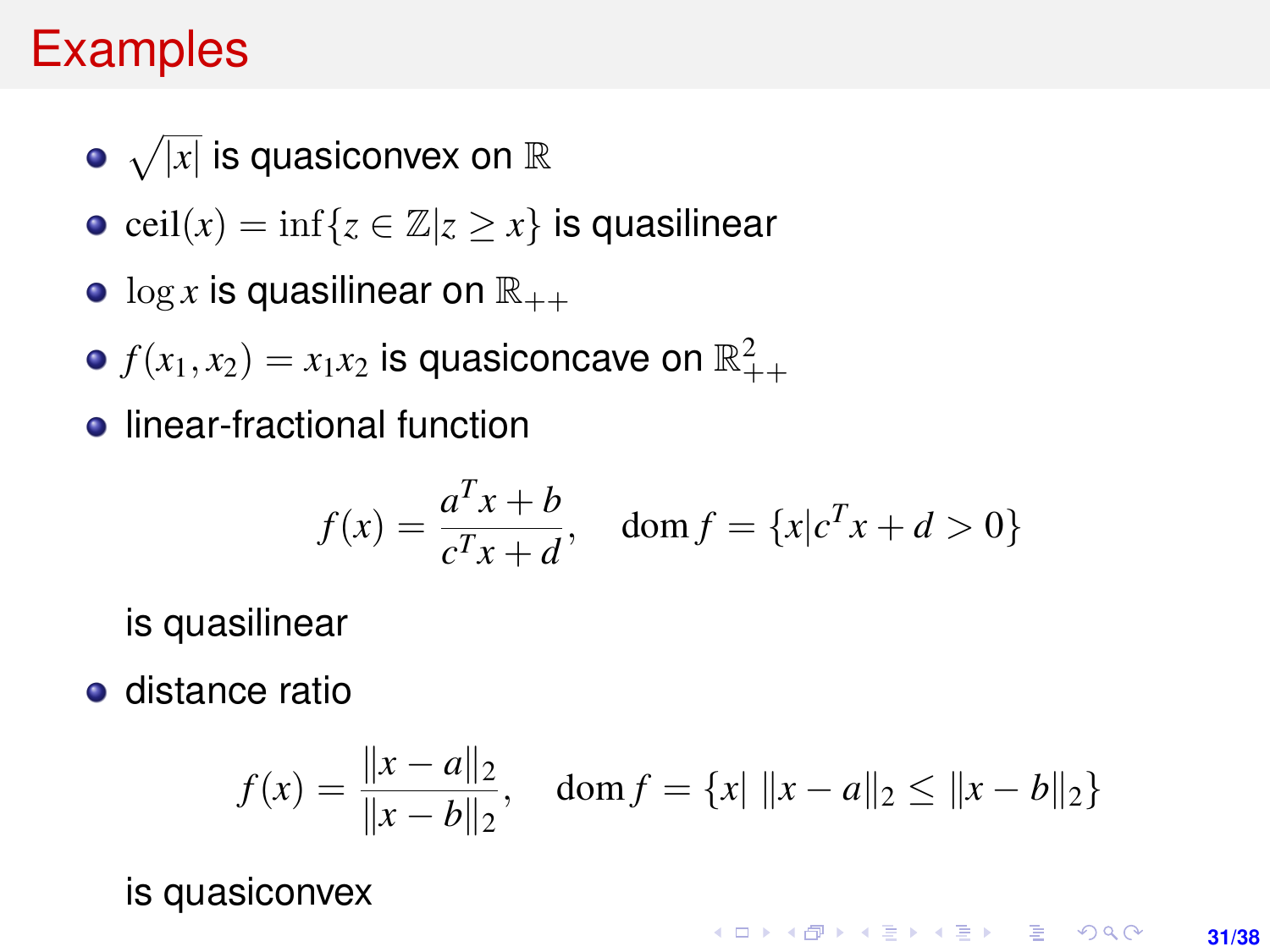# Examples

- $\sqrt{|x|}$ is quasiconvex on $\mathbb{R}$
- $\text{ceil}(x) = \inf\{z \in \mathbb{Z} | z \geq x\}$ is quasilinear
- $\log x$ is quasilinear on $\mathbb{R}_{++}$
- $f(x_1, x_2) = x_1 x_2$ is quasiconcave on $\mathbb{R}^2_{++}$
- linear-fractional function

$$f(x) = \frac{a^T x + b}{c^T x + d}, \quad \text{dom} f = \{x | c^T x + d > 0\}$$

  is quasilinear

- distance ratio

$$f(x) = \frac{\|x - a\|_2}{\|x - b\|_2}, \quad \text{dom} f = \{x | \; \|x - a\|_2 \leq \|x - b\|_2\}$$

  is quasiconvex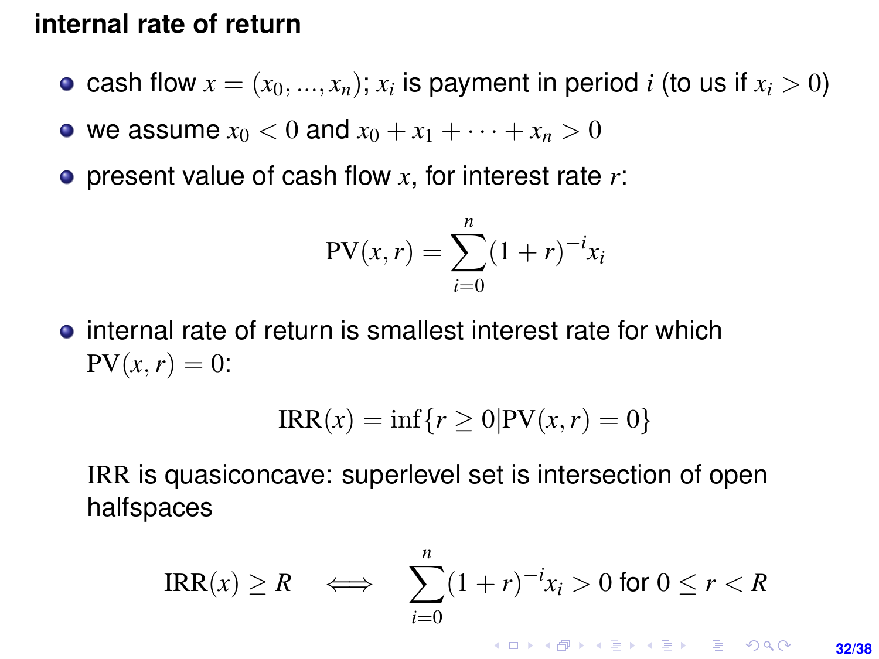## internal rate of return

- cash flow $x = (x_0, \ldots, x_n)$; $x_i$ is payment in period $i$ (to us if $x_i > 0$)
- we assume $x_0 < 0$ and $x_0 + x_1 + \cdots + x_n > 0$
- present value of cash flow $x$, for interest rate $r$:

$$\mathrm{PV}(x, r) = \sum_{i=0}^{n} (1+r)^{-i} x_i$$

- internal rate of return is smallest interest rate for which $\mathrm{PV}(x, r) = 0$:

$$\mathrm{IRR}(x) = \inf\{r \geq 0 \mid \mathrm{PV}(x, r) = 0\}$$

  IRR is quasiconcave: superlevel set is intersection of open halfspaces

$$\mathrm{IRR}(x) \geq R \quad \Longleftrightarrow \quad \sum_{i=0}^{n} (1+r)^{-i} x_i > 0 \text{ for } 0 \leq r < R$$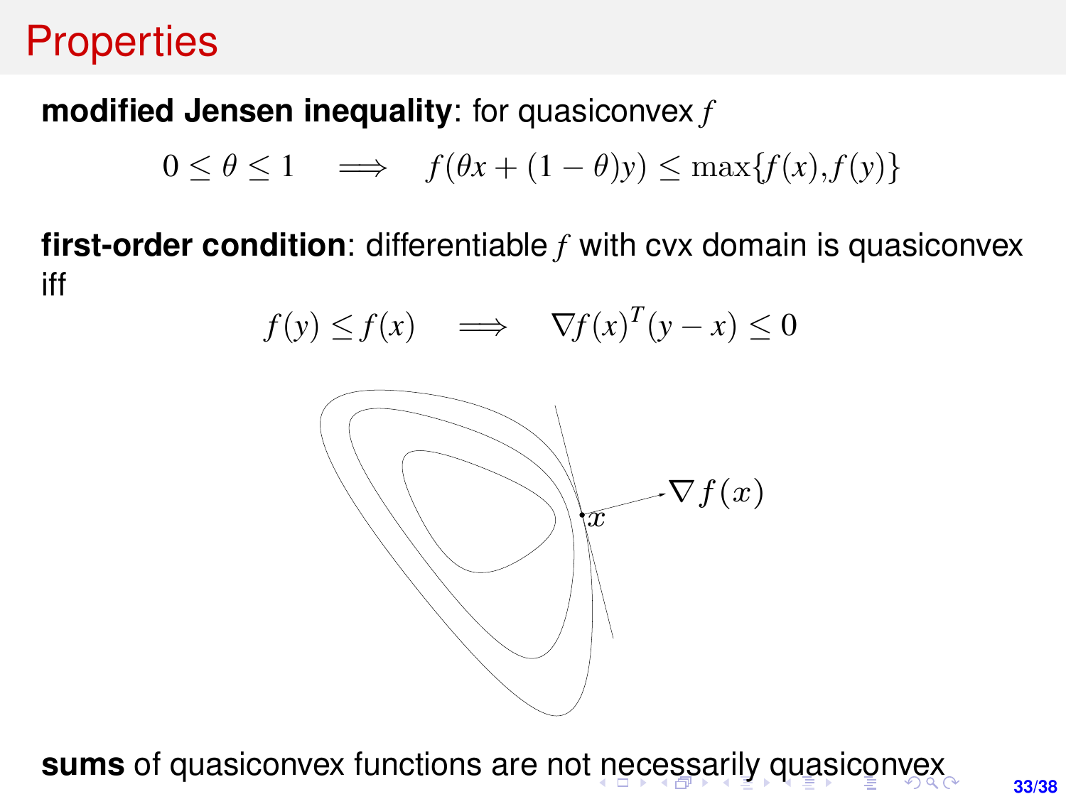# Properties

**modified Jensen inequality**: for quasiconvex $f$

$$0 \leq \theta \leq 1 \quad \Longrightarrow \quad f(\theta x + (1-\theta)y) \leq \max\{f(x), f(y)\}$$

**first-order condition**: differentiable $f$ with cvx domain is quasiconvex iff

$$f(y) \leq f(x) \quad \Longrightarrow \quad \nabla f(x)^T (y - x) \leq 0$$

**sums** of quasiconvex functions are not necessarily quasiconvex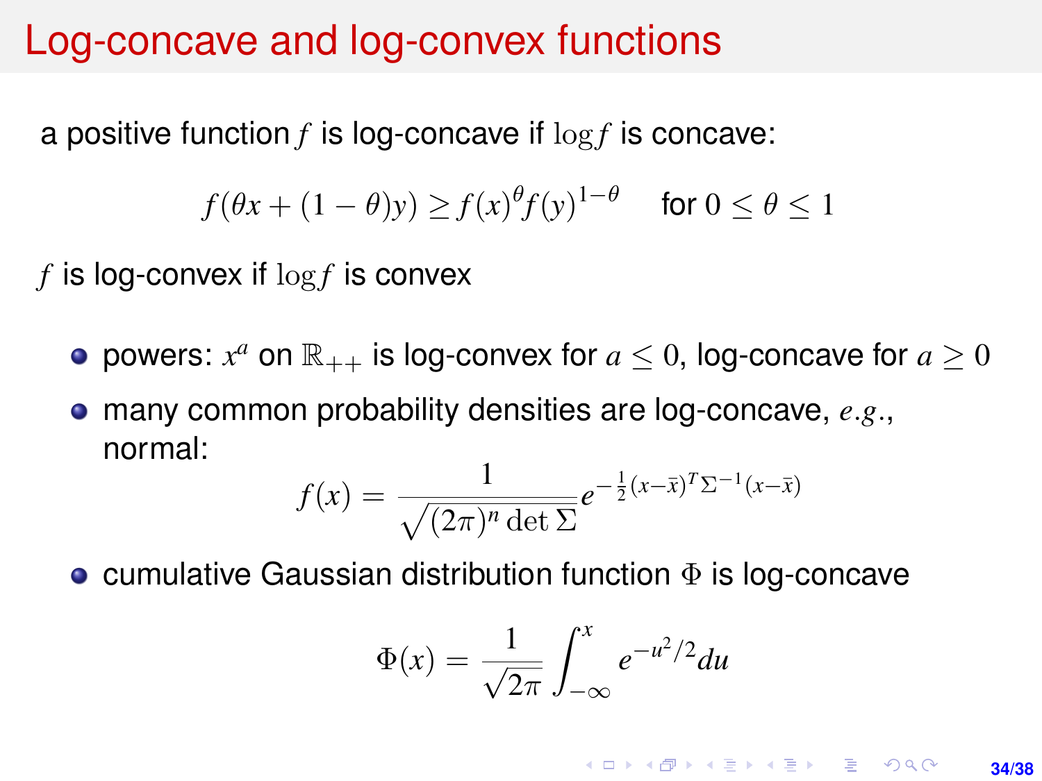# Log-concave and log-convex functions

a positive function $f$ is log-concave if $\log f$ is concave:

$$f(\theta x + (1-\theta)y) \geq f(x)^\theta f(y)^{1-\theta} \quad \text{for } 0 \leq \theta \leq 1$$

$f$ is log-convex if $\log f$ is convex

- powers: $x^a$ on $\mathbb{R}_{++}$ is log-convex for $a \leq 0$, log-concave for $a \geq 0$
- many common probability densities are log-concave, *e.g.*, normal:

$$f(x) = \frac{1}{\sqrt{(2\pi)^n \det \Sigma}} e^{-\frac{1}{2}(x-\bar{x})^T \Sigma^{-1}(x-\bar{x})}$$

- cumulative Gaussian distribution function $\Phi$ is log-concave

$$\Phi(x) = \frac{1}{\sqrt{2\pi}} \int_{-\infty}^{x} e^{-u^2/2} du$$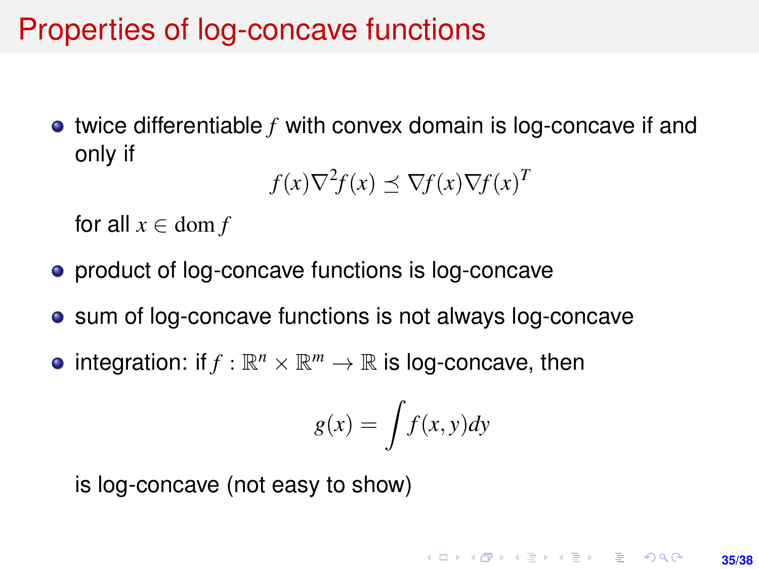# Properties of log-concave functions

- twice differentiable $f$ with convex domain is log-concave if and only if

$$f(x)\nabla^2 f(x) \preceq \nabla f(x)\nabla f(x)^T$$

  for all $x \in \mathrm{dom}\, f$

- product of log-concave functions is log-concave

- sum of log-concave functions is not always log-concave

- integration: if $f : \mathbb{R}^n \times \mathbb{R}^m \to \mathbb{R}$ is log-concave, then

$$g(x) = \int f(x, y) dy$$

  is log-concave (not easy to show)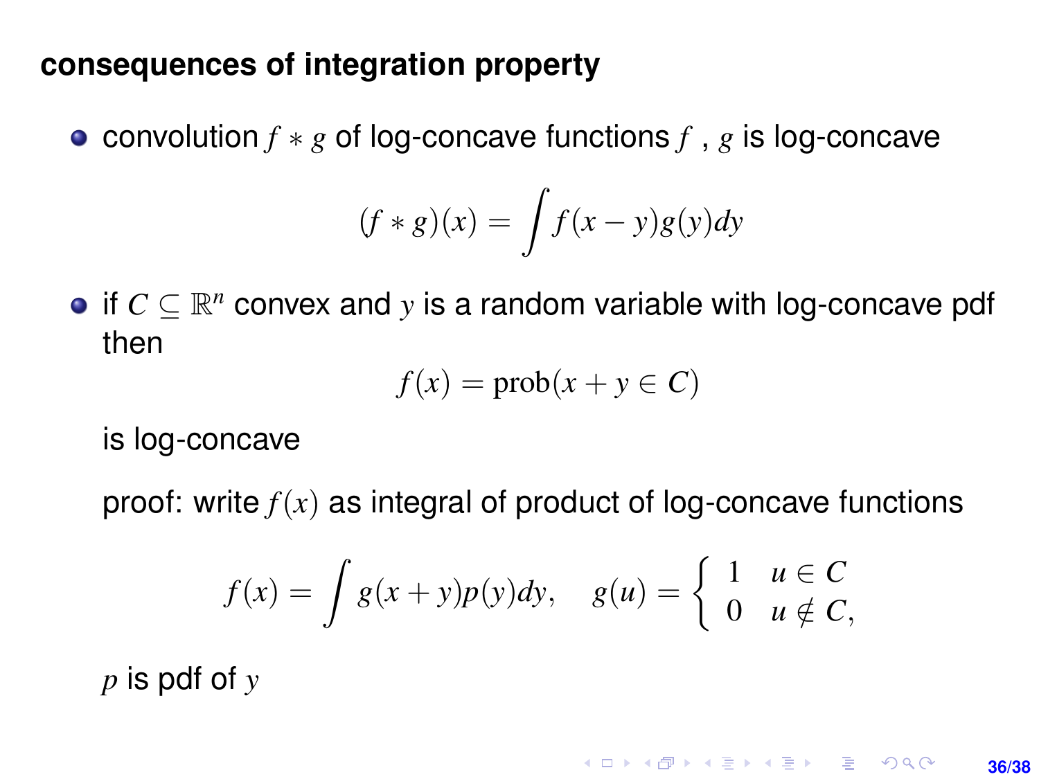## consequences of integration property

- convolution $f * g$ of log-concave functions $f$, $g$ is log-concave

$$(f * g)(x) = \int f(x-y)g(y)dy$$

- if $C \subseteq \mathbb{R}^n$ convex and $y$ is a random variable with log-concave pdf then

$$f(x) = \mathbf{prob}(x + y \in C)$$

  is log-concave

  proof: write $f(x)$ as integral of product of log-concave functions

$$f(x) = \int g(x+y)p(y)dy, \quad g(u) = \begin{cases} 1 & u \in C \\ 0 & u \notin C, \end{cases}$$

  $p$ is pdf of $y$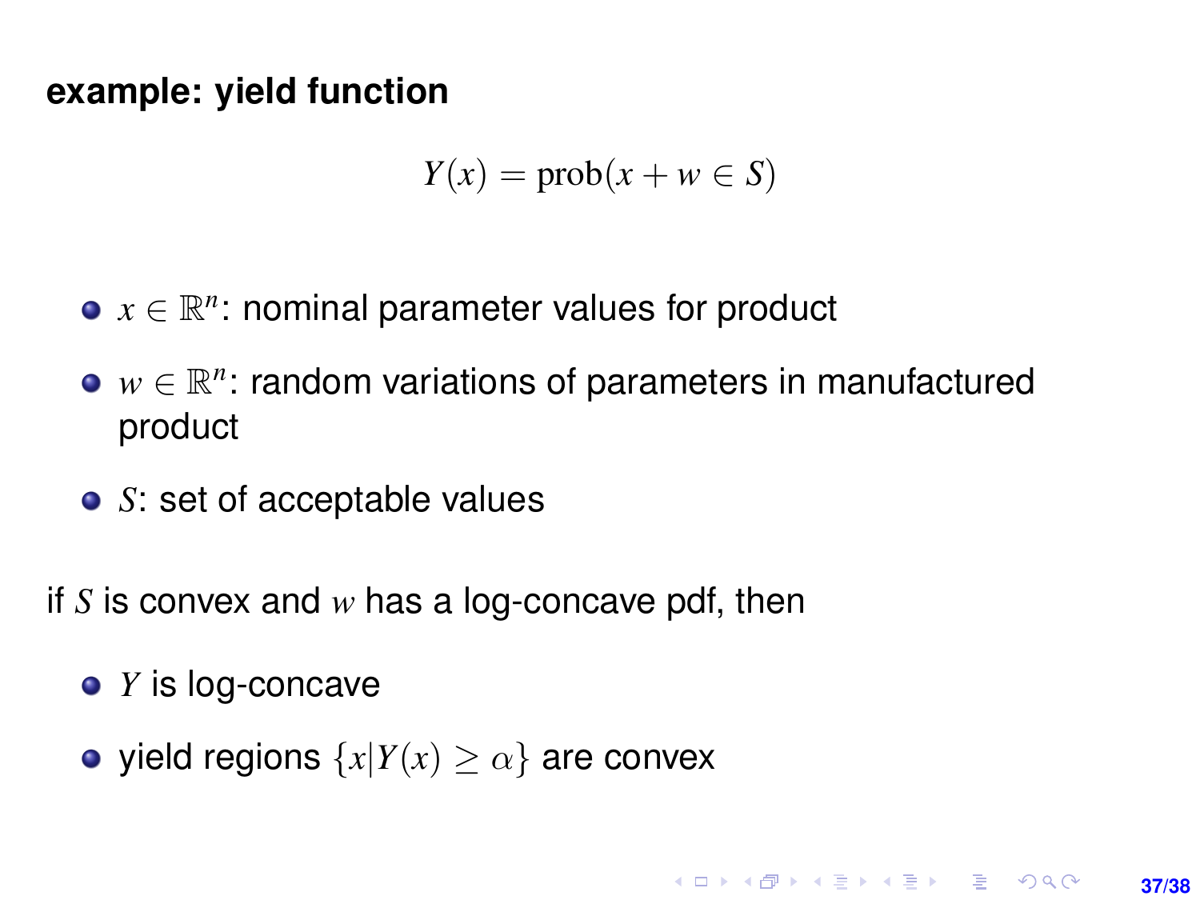**example: yield function**

$$Y(x) = \text{prob}(x + w \in S)$$

- $x \in \mathbb{R}^n$: nominal parameter values for product
- $w \in \mathbb{R}^n$: random variations of parameters in manufactured product
- $S$: set of acceptable values

if $S$ is convex and $w$ has a log-concave pdf, then

- $Y$ is log-concave
- yield regions $\{x | Y(x) \geq \alpha\}$ are convex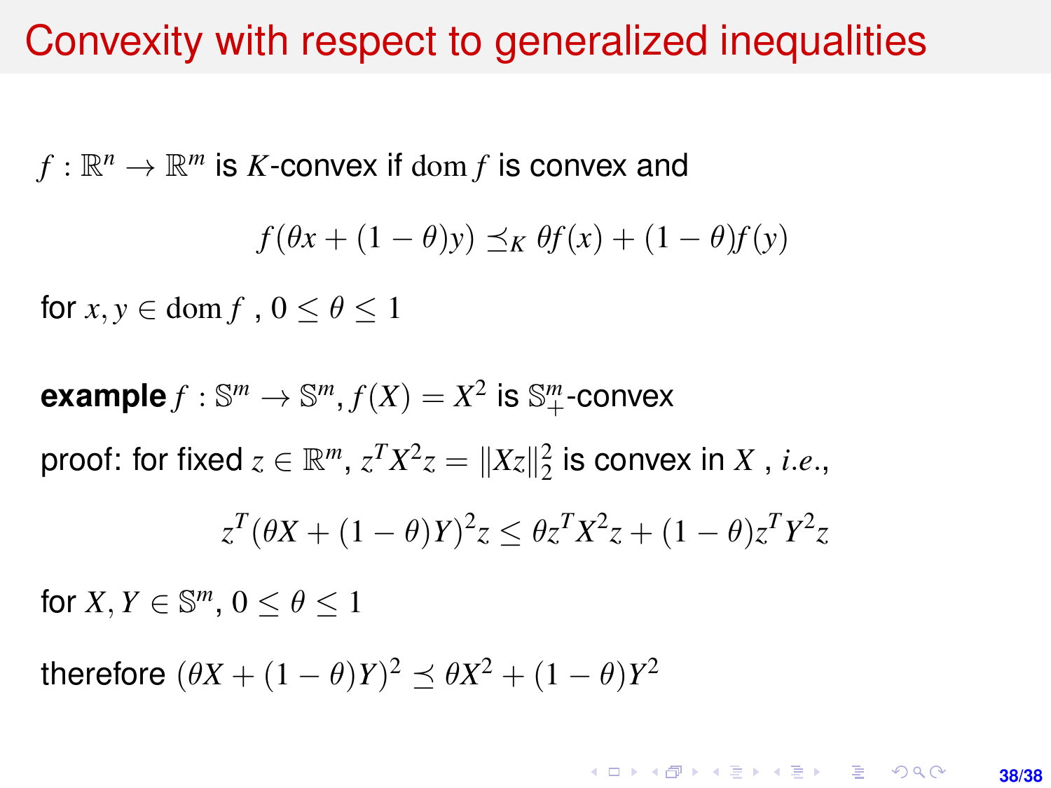# Convexity with respect to generalized inequalities

$f : \mathbb{R}^n \to \mathbb{R}^m$ is $K$-convex if $\mathrm{dom}\, f$ is convex and

$$f(\theta x + (1-\theta)y) \preceq_K \theta f(x) + (1-\theta) f(y)$$

for $x, y \in \mathrm{dom}\, f$ , $0 \le \theta \le 1$

**example** $f : \mathbb{S}^m \to \mathbb{S}^m$, $f(X) = X^2$ is $\mathbb{S}^m_+$-convex

proof: for fixed $z \in \mathbb{R}^m$, $z^T X^2 z = \|Xz\|_2^2$ is convex in $X$ , *i.e.*,

$$z^T(\theta X + (1-\theta)Y)^2 z \le \theta z^T X^2 z + (1-\theta) z^T Y^2 z$$

for $X, Y \in \mathbb{S}^m$, $0 \le \theta \le 1$

therefore $(\theta X + (1-\theta)Y)^2 \preceq \theta X^2 + (1-\theta)Y^2$